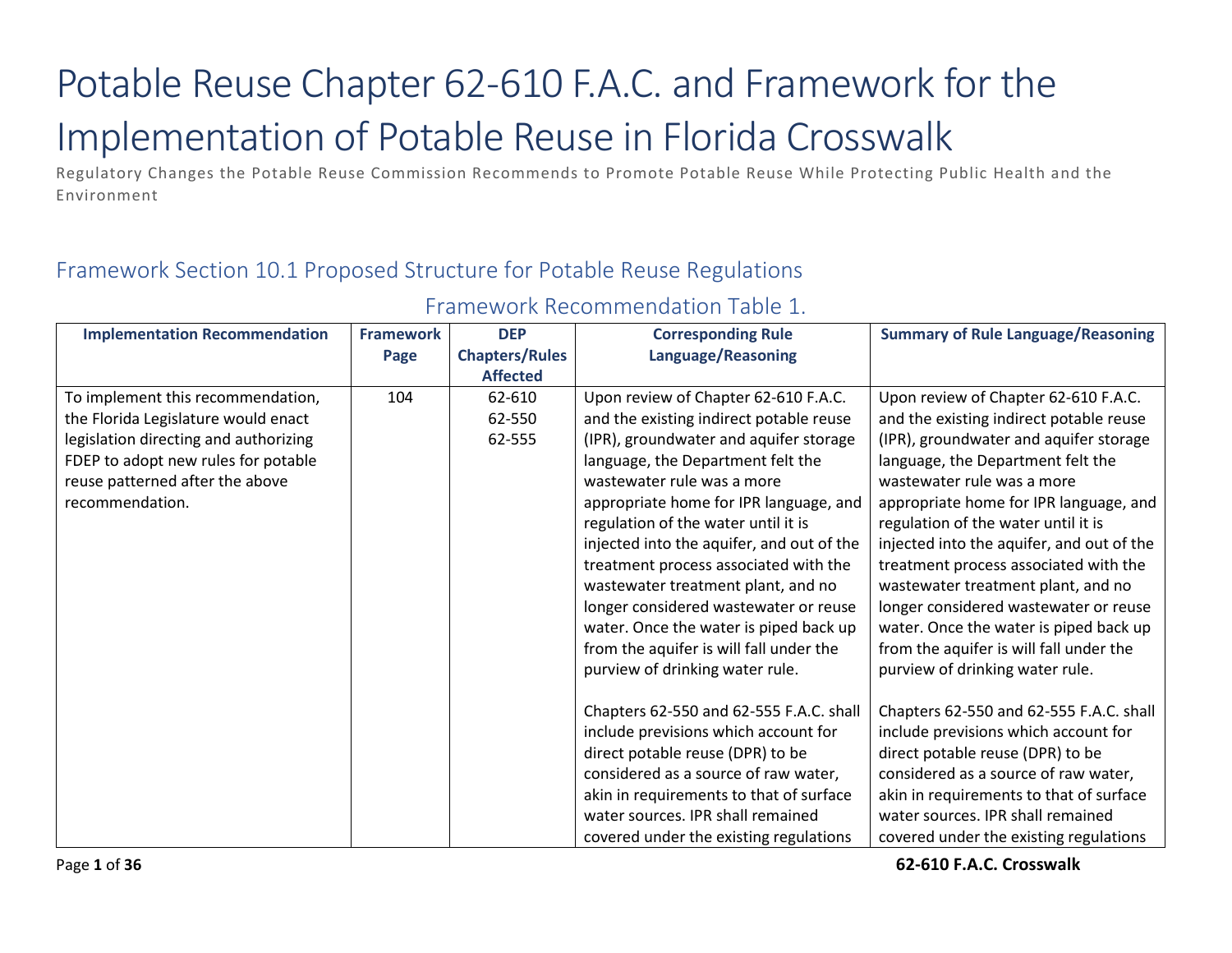# Potable Reuse Chapter 62-610 F.A.C. and Framework for the Implementation of Potable Reuse in Florida Crosswalk

Regulatory Changes the Potable Reuse Commission Recommends to Promote Potable Reuse While Protecting Public Health and the Environment

## Framework Section 10.1 Proposed Structure for Potable Reuse Regulations

### Framework Recommendation Table 1.

| Implementation Recommendation | Framework Page | DEP Chapters/Rules Affected | Corresponding Rule Language/Reasoning | Summary of Rule Language/Reasoning |
|---|---|---|---|---|
| To implement this recommendation, the Florida Legislature would enact legislation directing and authorizing FDEP to adopt new rules for potable reuse patterned after the above recommendation. | 104 | 62-610<br>62-550<br>62-555 | Upon review of Chapter 62-610 F.A.C. and the existing indirect potable reuse (IPR), groundwater and aquifer storage language, the Department felt the wastewater rule was a more appropriate home for IPR language, and regulation of the water until it is injected into the aquifer, and out of the treatment process associated with the wastewater treatment plant, and no longer considered wastewater or reuse water. Once the water is piped back up from the aquifer is will fall under the purview of drinking water rule.<br><br>Chapters 62-550 and 62-555 F.A.C. shall include previsions which account for direct potable reuse (DPR) to be considered as a source of raw water, akin in requirements to that of surface water sources. IPR shall remained covered under the existing regulations | Upon review of Chapter 62-610 F.A.C. and the existing indirect potable reuse (IPR), groundwater and aquifer storage language, the Department felt the wastewater rule was a more appropriate home for IPR language, and regulation of the water until it is injected into the aquifer, and out of the treatment process associated with the wastewater treatment plant, and no longer considered wastewater or reuse water. Once the water is piped back up from the aquifer is will fall under the purview of drinking water rule.<br><br>Chapters 62-550 and 62-555 F.A.C. shall include previsions which account for direct potable reuse (DPR) to be considered as a source of raw water, akin in requirements to that of surface water sources. IPR shall remained covered under the existing regulations |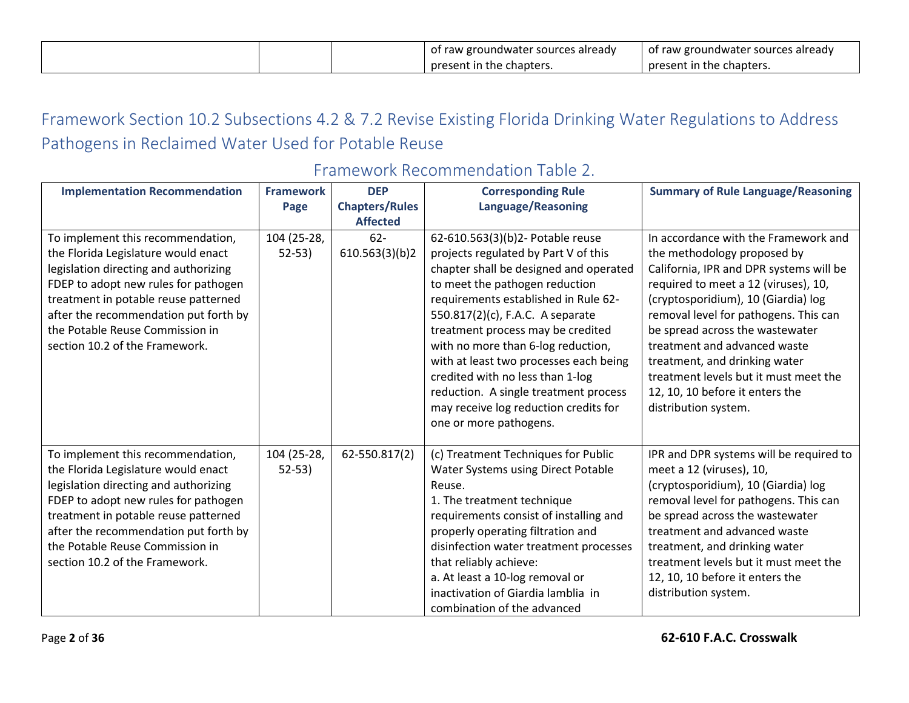| | | | of raw groundwater sources already present in the chapters. | of raw groundwater sources already present in the chapters. |
|---|---|---|---|---|

## Framework Section 10.2 Subsections 4.2 & 7.2 Revise Existing Florida Drinking Water Regulations to Address Pathogens in Reclaimed Water Used for Potable Reuse

### Framework Recommendation Table 2.

| Implementation Recommendation | Framework Page | DEP Chapters/Rules Affected | Corresponding Rule Language/Reasoning | Summary of Rule Language/Reasoning |
|---|---|---|---|---|
| To implement this recommendation, the Florida Legislature would enact legislation directing and authorizing FDEP to adopt new rules for pathogen treatment in potable reuse patterned after the recommendation put forth by the Potable Reuse Commission in section 10.2 of the Framework. | 104 (25-28, 52-53) | 62-610.563(3)(b)2 | 62-610.563(3)(b)2- Potable reuse projects regulated by Part V of this chapter shall be designed and operated to meet the pathogen reduction requirements established in Rule 62-550.817(2)(c), F.A.C. A separate treatment process may be credited with no more than 6-log reduction, with at least two processes each being credited with no less than 1-log reduction. A single treatment process may receive log reduction credits for one or more pathogens. | In accordance with the Framework and the methodology proposed by California, IPR and DPR systems will be required to meet a 12 (viruses), 10, (cryptosporidium), 10 (Giardia) log removal level for pathogens. This can be spread across the wastewater treatment and advanced waste treatment, and drinking water treatment levels but it must meet the 12, 10, 10 before it enters the distribution system. |
| To implement this recommendation, the Florida Legislature would enact legislation directing and authorizing FDEP to adopt new rules for pathogen treatment in potable reuse patterned after the recommendation put forth by the Potable Reuse Commission in section 10.2 of the Framework. | 104 (25-28, 52-53) | 62-550.817(2) | (c) Treatment Techniques for Public Water Systems using Direct Potable Reuse.<br>1. The treatment technique requirements consist of installing and properly operating filtration and disinfection water treatment processes that reliably achieve:<br>a. At least a 10-log removal or inactivation of Giardia lamblia in combination of the advanced | IPR and DPR systems will be required to meet a 12 (viruses), 10, (cryptosporidium), 10 (Giardia) log removal level for pathogens. This can be spread across the wastewater treatment and advanced waste treatment, and drinking water treatment levels but it must meet the 12, 10, 10 before it enters the distribution system. |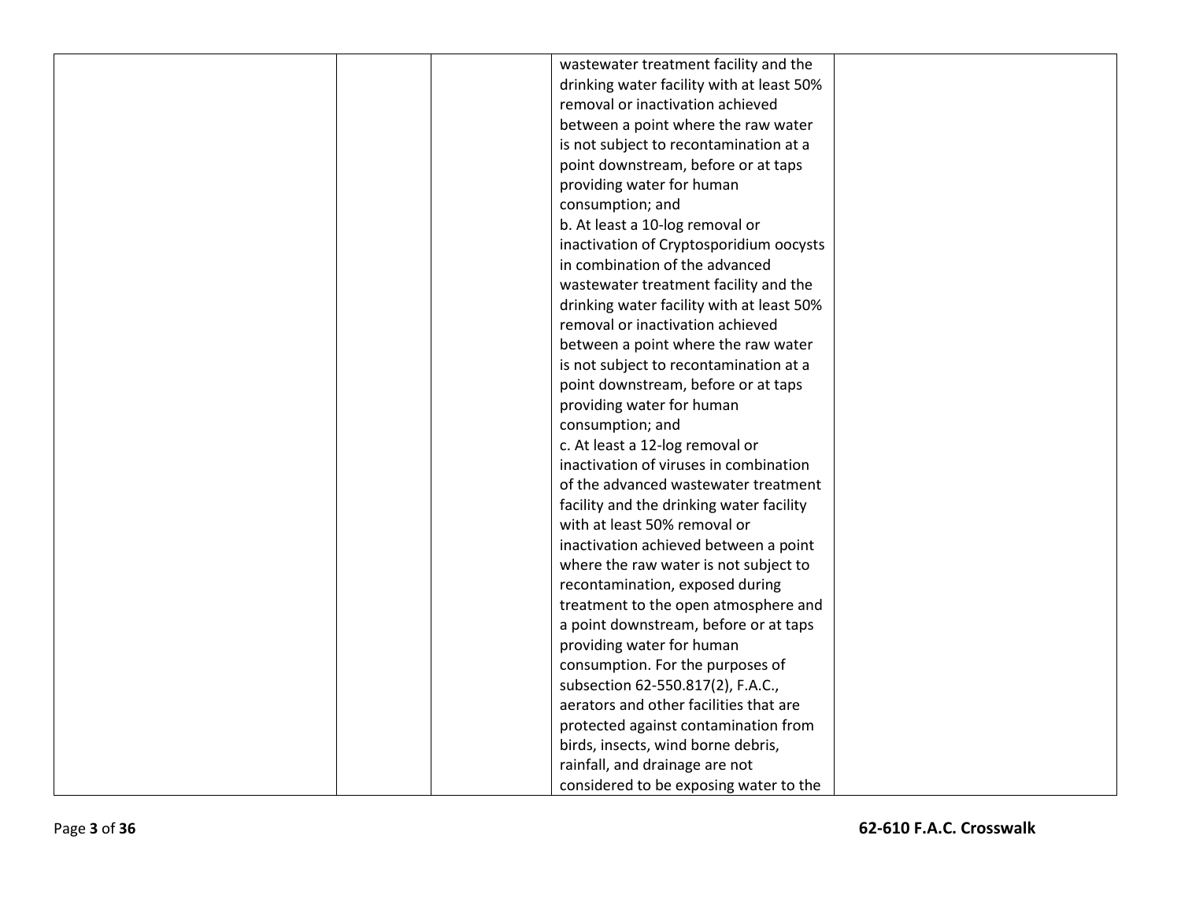|  |  |  | wastewater treatment facility and the drinking water facility with at least 50% removal or inactivation achieved between a point where the raw water is not subject to recontamination at a point downstream, before or at taps providing water for human consumption; and<br>b. At least a 10-log removal or inactivation of Cryptosporidium oocysts in combination of the advanced wastewater treatment facility and the drinking water facility with at least 50% removal or inactivation achieved between a point where the raw water is not subject to recontamination at a point downstream, before or at taps providing water for human consumption; and<br>c. At least a 12-log removal or inactivation of viruses in combination of the advanced wastewater treatment facility and the drinking water facility with at least 50% removal or inactivation achieved between a point where the raw water is not subject to recontamination, exposed during treatment to the open atmosphere and a point downstream, before or at taps providing water for human consumption. For the purposes of subsection 62-550.817(2), F.A.C., aerators and other facilities that are protected against contamination from birds, insects, wind borne debris, rainfall, and drainage are not considered to be exposing water to the |  |
|---|---|---|---|---|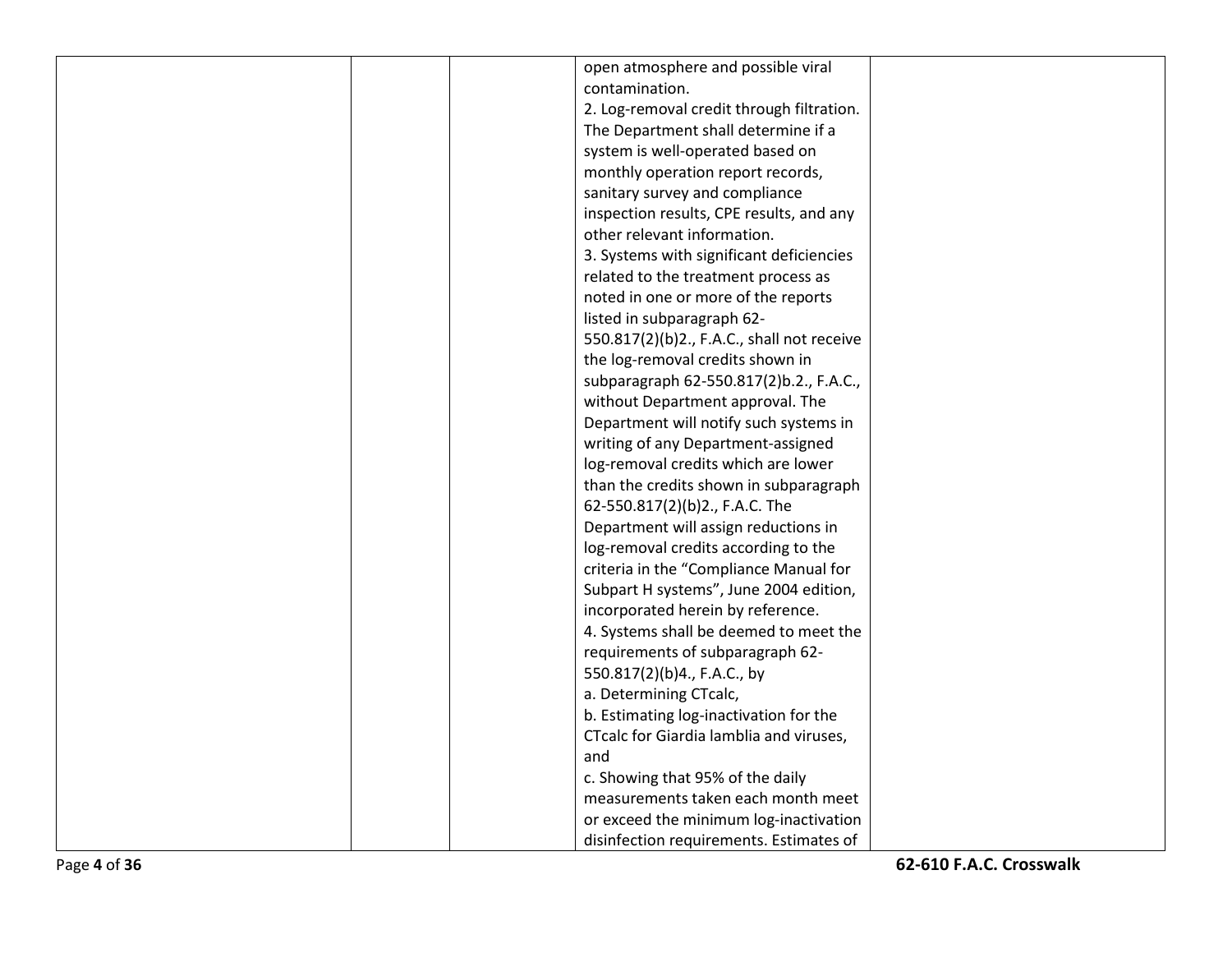|  |  |  | open atmosphere and possible viral contamination.<br>2. Log-removal credit through filtration. The Department shall determine if a system is well-operated based on monthly operation report records, sanitary survey and compliance inspection results, CPE results, and any other relevant information.<br>3. Systems with significant deficiencies related to the treatment process as noted in one or more of the reports listed in subparagraph 62-550.817(2)(b)2., F.A.C., shall not receive the log-removal credits shown in subparagraph 62-550.817(2)b.2., F.A.C., without Department approval. The Department will notify such systems in writing of any Department-assigned log-removal credits which are lower than the credits shown in subparagraph 62-550.817(2)(b)2., F.A.C. The Department will assign reductions in log-removal credits according to the criteria in the "Compliance Manual for Subpart H systems", June 2004 edition, incorporated herein by reference.<br>4. Systems shall be deemed to meet the requirements of subparagraph 62-550.817(2)(b)4., F.A.C., by<br>a. Determining CTcalc,<br>b. Estimating log-inactivation for the CTcalc for Giardia lamblia and viruses, and<br>c. Showing that 95% of the daily measurements taken each month meet or exceed the minimum log-inactivation disinfection requirements. Estimates of |  |
|---|---|---|---|---|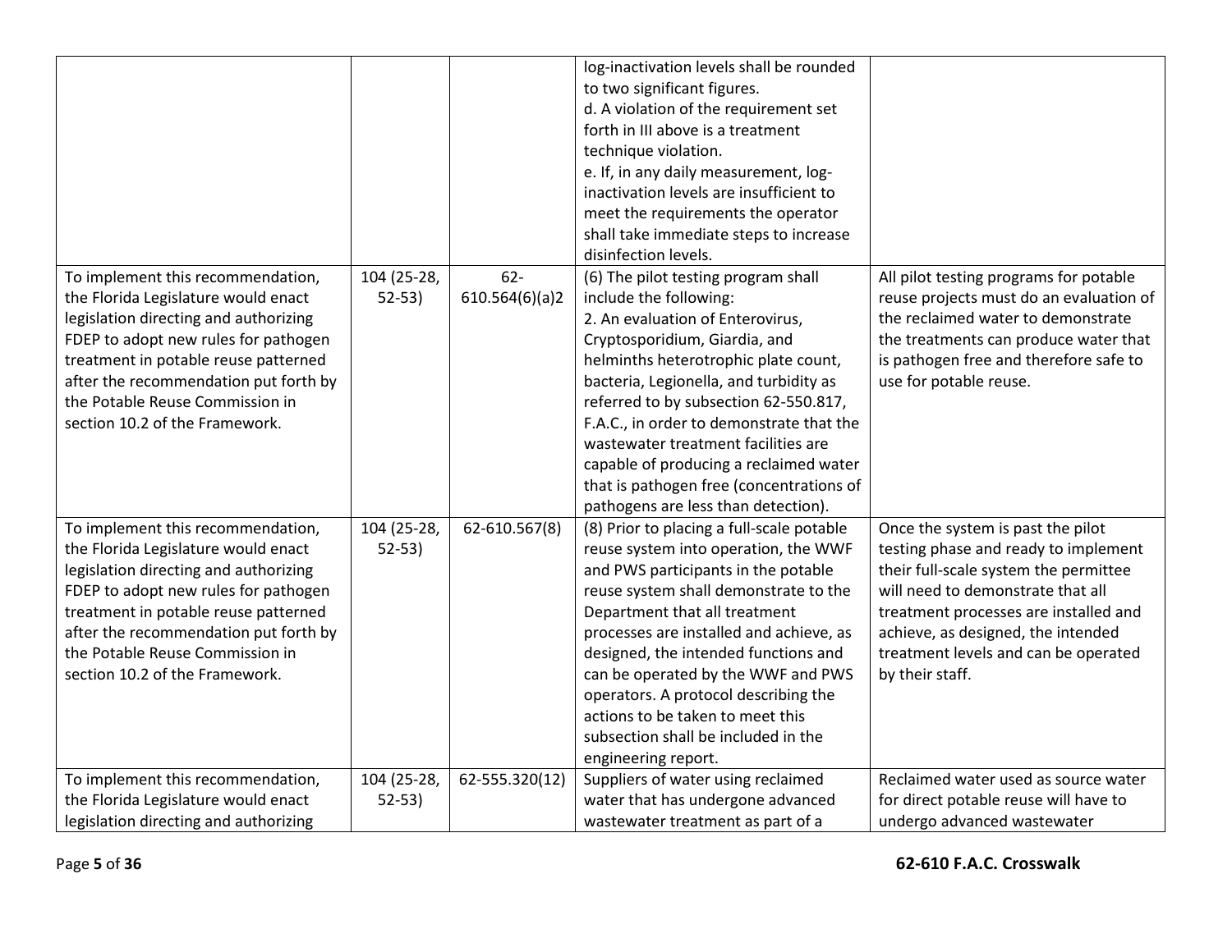| | | | | |
|---|---|---|---|---|
| | | | log-inactivation levels shall be rounded to two significant figures.<br>d. A violation of the requirement set forth in III above is a treatment technique violation.<br>e. If, in any daily measurement, log-inactivation levels are insufficient to meet the requirements the operator shall take immediate steps to increase disinfection levels. | |
| To implement this recommendation, the Florida Legislature would enact legislation directing and authorizing FDEP to adopt new rules for pathogen treatment in potable reuse patterned after the recommendation put forth by the Potable Reuse Commission in section 10.2 of the Framework. | 104 (25-28, 52-53) | 62-610.564(6)(a)2 | (6) The pilot testing program shall include the following:<br>2. An evaluation of Enterovirus, Cryptosporidium, Giardia, and helminths heterotrophic plate count, bacteria, Legionella, and turbidity as referred to by subsection 62-550.817, F.A.C., in order to demonstrate that the wastewater treatment facilities are capable of producing a reclaimed water that is pathogen free (concentrations of pathogens are less than detection). | All pilot testing programs for potable reuse projects must do an evaluation of the reclaimed water to demonstrate the treatments can produce water that is pathogen free and therefore safe to use for potable reuse. |
| To implement this recommendation, the Florida Legislature would enact legislation directing and authorizing FDEP to adopt new rules for pathogen treatment in potable reuse patterned after the recommendation put forth by the Potable Reuse Commission in section 10.2 of the Framework. | 104 (25-28, 52-53) | 62-610.567(8) | (8) Prior to placing a full-scale potable reuse system into operation, the WWF and PWS participants in the potable reuse system shall demonstrate to the Department that all treatment processes are installed and achieve, as designed, the intended functions and can be operated by the WWF and PWS operators. A protocol describing the actions to be taken to meet this subsection shall be included in the engineering report. | Once the system is past the pilot testing phase and ready to implement their full-scale system the permittee will need to demonstrate that all treatment processes are installed and achieve, as designed, the intended treatment levels and can be operated by their staff. |
| To implement this recommendation, the Florida Legislature would enact legislation directing and authorizing | 104 (25-28, 52-53) | 62-555.320(12) | Suppliers of water using reclaimed water that has undergone advanced wastewater treatment as part of a | Reclaimed water used as source water for direct potable reuse will have to undergo advanced wastewater |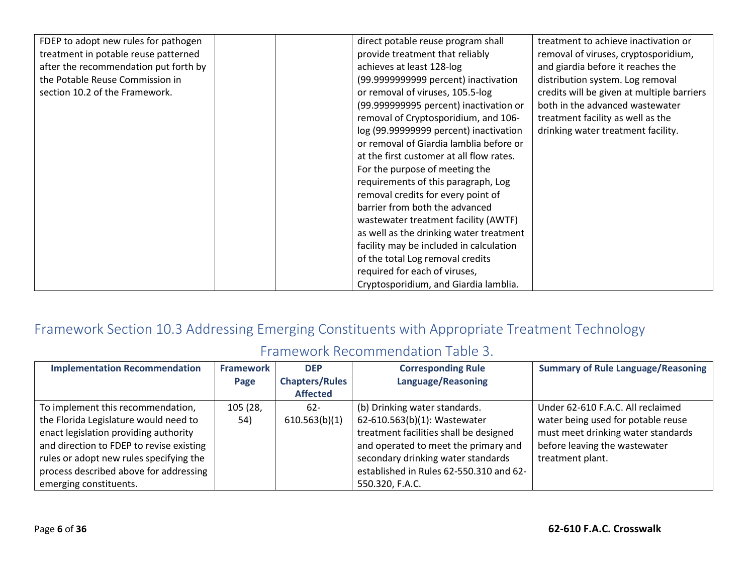| | | | | |
|---|---|---|---|---|
| FDEP to adopt new rules for pathogen treatment in potable reuse patterned after the recommendation put forth by the Potable Reuse Commission in section 10.2 of the Framework. | | | direct potable reuse program shall provide treatment that reliably achieves at least 128-log (99.9999999999 percent) inactivation or removal of viruses, 105.5-log (99.999999995 percent) inactivation or removal of Cryptosporidium, and 106-log (99.99999999 percent) inactivation or removal of Giardia lamblia before or at the first customer at all flow rates. For the purpose of meeting the requirements of this paragraph, Log removal credits for every point of barrier from both the advanced wastewater treatment facility (AWTF) as well as the drinking water treatment facility may be included in calculation of the total Log removal credits required for each of viruses, Cryptosporidium, and Giardia lamblia. | treatment to achieve inactivation or removal of viruses, cryptosporidium, and giardia before it reaches the distribution system. Log removal credits will be given at multiple barriers both in the advanced wastewater treatment facility as well as the drinking water treatment facility. |

## Framework Section 10.3 Addressing Emerging Constituents with Appropriate Treatment Technology

### Framework Recommendation Table 3.

| Implementation Recommendation | Framework Page | DEP Chapters/Rules Affected | Corresponding Rule Language/Reasoning | Summary of Rule Language/Reasoning |
|---|---|---|---|---|
| To implement this recommendation, the Florida Legislature would need to enact legislation providing authority and direction to FDEP to revise existing rules or adopt new rules specifying the process described above for addressing emerging constituents. | 105 (28, 54) | 62-610.563(b)(1) | (b) Drinking water standards. 62-610.563(b)(1): Wastewater treatment facilities shall be designed and operated to meet the primary and secondary drinking water standards established in Rules 62-550.310 and 62-550.320, F.A.C. | Under 62-610 F.A.C. All reclaimed water being used for potable reuse must meet drinking water standards before leaving the wastewater treatment plant. |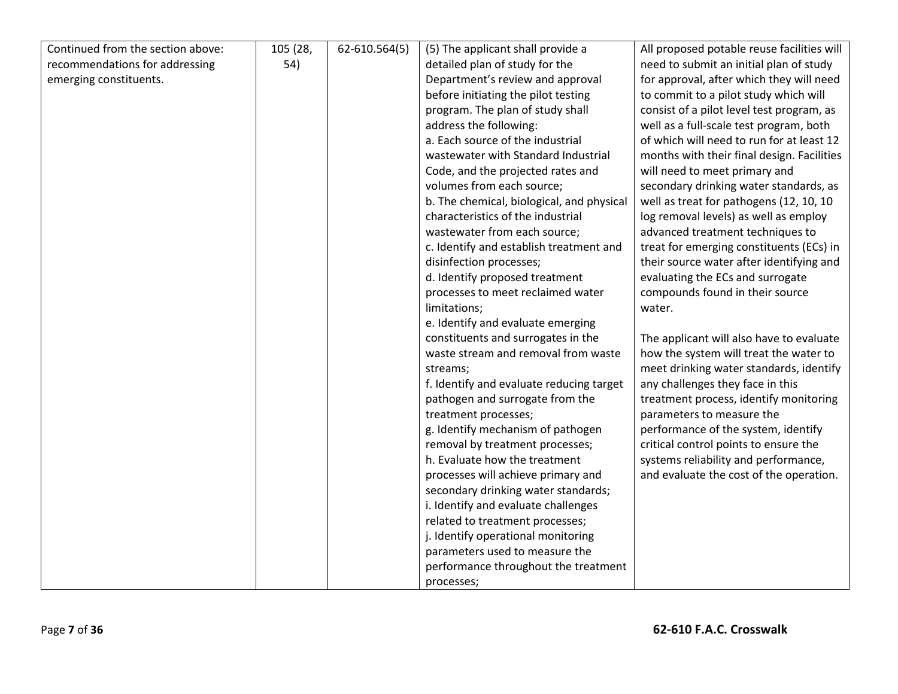| Continued from the section above: recommendations for addressing emerging constituents. | 105 (28, 54) | 62-610.564(5) | (5) The applicant shall provide a detailed plan of study for the Department's review and approval before initiating the pilot testing program. The plan of study shall address the following:<br>a. Each source of the industrial wastewater with Standard Industrial Code, and the projected rates and volumes from each source;<br>b. The chemical, biological, and physical characteristics of the industrial wastewater from each source;<br>c. Identify and establish treatment and disinfection processes;<br>d. Identify proposed treatment processes to meet reclaimed water limitations;<br>e. Identify and evaluate emerging constituents and surrogates in the waste stream and removal from waste streams;<br>f. Identify and evaluate reducing target pathogen and surrogate from the treatment processes;<br>g. Identify mechanism of pathogen removal by treatment processes;<br>h. Evaluate how the treatment processes will achieve primary and secondary drinking water standards;<br>i. Identify and evaluate challenges related to treatment processes;<br>j. Identify operational monitoring parameters used to measure the performance throughout the treatment processes; | All proposed potable reuse facilities will need to submit an initial plan of study for approval, after which they will need to commit to a pilot study which will consist of a pilot level test program, as well as a full-scale test program, both of which will need to run for at least 12 months with their final design. Facilities will need to meet primary and secondary drinking water standards, as well as treat for pathogens (12, 10, 10 log removal levels) as well as employ advanced treatment techniques to treat for emerging constituents (ECs) in their source water after identifying and evaluating the ECs and surrogate compounds found in their source water.<br><br>The applicant will also have to evaluate how the system will treat the water to meet drinking water standards, identify any challenges they face in this treatment process, identify monitoring parameters to measure the performance of the system, identify critical control points to ensure the systems reliability and performance, and evaluate the cost of the operation. |
|---|---|---|---|---|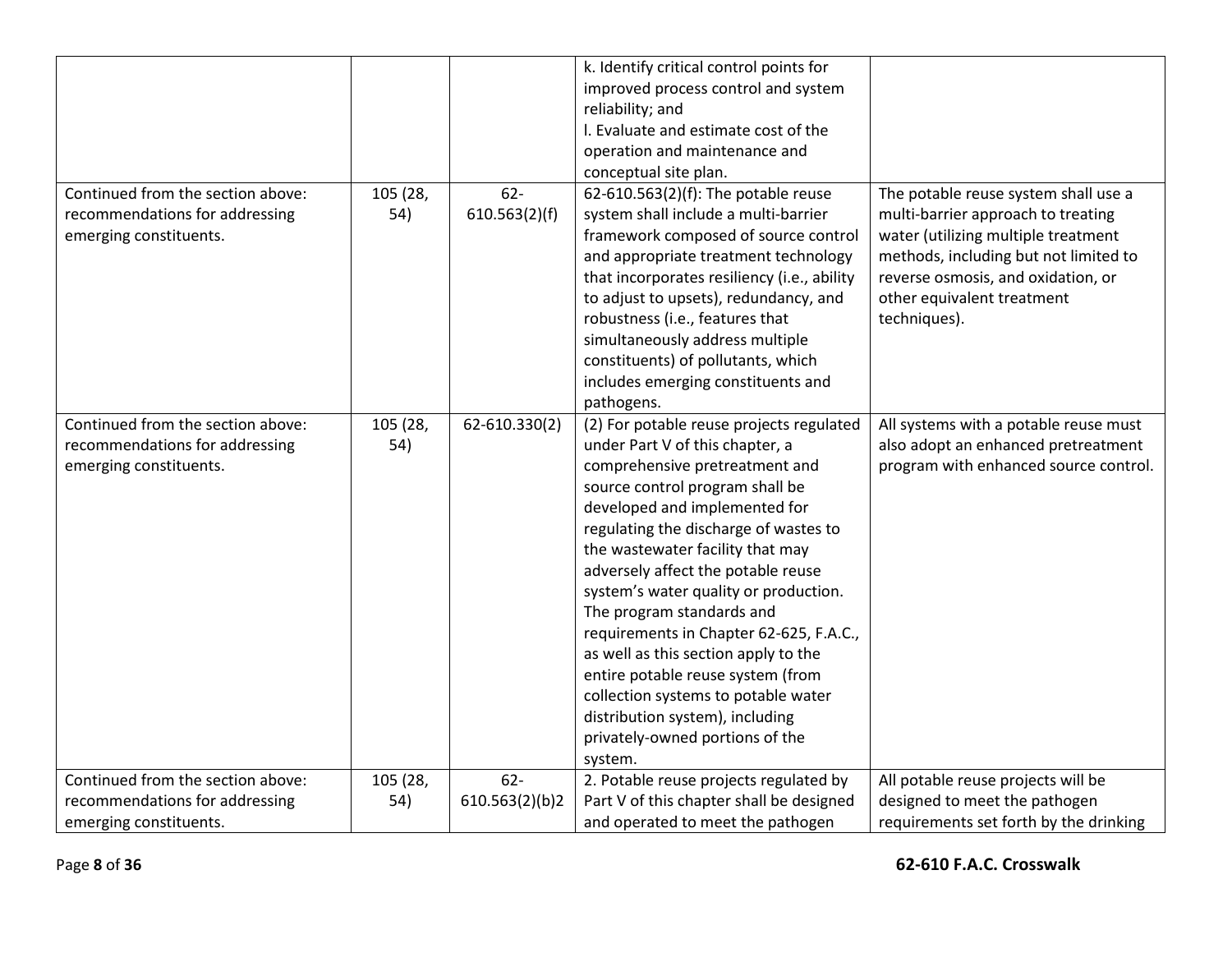| | | | | |
|---|---|---|---|---|
| | | | k. Identify critical control points for improved process control and system reliability; and<br>l. Evaluate and estimate cost of the operation and maintenance and conceptual site plan. | |
| Continued from the section above: recommendations for addressing emerging constituents. | 105 (28, 54) | 62-610.563(2)(f) | 62-610.563(2)(f): The potable reuse system shall include a multi-barrier framework composed of source control and appropriate treatment technology that incorporates resiliency (i.e., ability to adjust to upsets), redundancy, and robustness (i.e., features that simultaneously address multiple constituents) of pollutants, which includes emerging constituents and pathogens. | The potable reuse system shall use a multi-barrier approach to treating water (utilizing multiple treatment methods, including but not limited to reverse osmosis, and oxidation, or other equivalent treatment techniques). |
| Continued from the section above: recommendations for addressing emerging constituents. | 105 (28, 54) | 62-610.330(2) | (2) For potable reuse projects regulated under Part V of this chapter, a comprehensive pretreatment and source control program shall be developed and implemented for regulating the discharge of wastes to the wastewater facility that may adversely affect the potable reuse system's water quality or production. The program standards and requirements in Chapter 62-625, F.A.C., as well as this section apply to the entire potable reuse system (from collection systems to potable water distribution system), including privately-owned portions of the system. | All systems with a potable reuse must also adopt an enhanced pretreatment program with enhanced source control. |
| Continued from the section above: recommendations for addressing emerging constituents. | 105 (28, 54) | 62-610.563(2)(b)2 | 2. Potable reuse projects regulated by Part V of this chapter shall be designed and operated to meet the pathogen | All potable reuse projects will be designed to meet the pathogen requirements set forth by the drinking |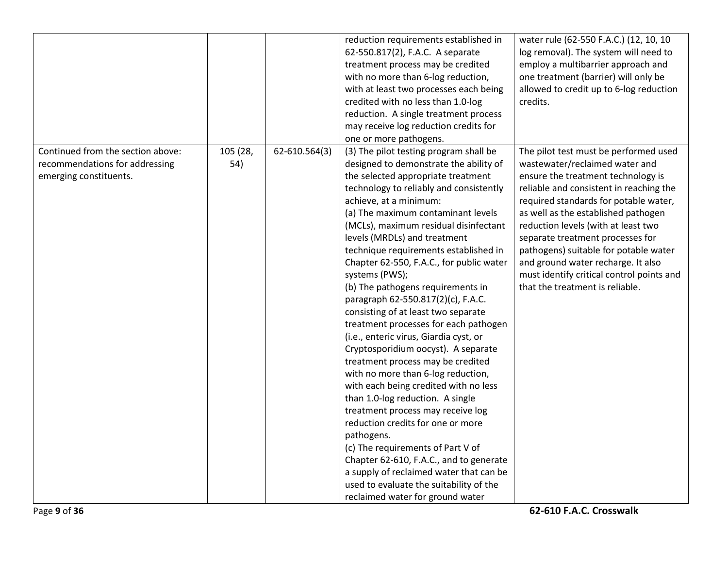| | | | | |
|---|---|---|---|---|
| | | | reduction requirements established in 62-550.817(2), F.A.C. A separate treatment process may be credited with no more than 6-log reduction, with at least two processes each being credited with no less than 1.0-log reduction. A single treatment process may receive log reduction credits for one or more pathogens. | water rule (62-550 F.A.C.) (12, 10, 10 log removal). The system will need to employ a multibarrier approach and one treatment (barrier) will only be allowed to credit up to 6-log reduction credits. |
| Continued from the section above: recommendations for addressing emerging constituents. | 105 (28, 54) | 62-610.564(3) | (3) The pilot testing program shall be designed to demonstrate the ability of the selected appropriate treatment technology to reliably and consistently achieve, at a minimum:<br>(a) The maximum contaminant levels (MCLs), maximum residual disinfectant levels (MRDLs) and treatment technique requirements established in Chapter 62-550, F.A.C., for public water systems (PWS);<br>(b) The pathogens requirements in paragraph 62-550.817(2)(c), F.A.C. consisting of at least two separate treatment processes for each pathogen (i.e., enteric virus, Giardia cyst, or Cryptosporidium oocyst). A separate treatment process may be credited with no more than 6-log reduction, with each being credited with no less than 1.0-log reduction. A single treatment process may receive log reduction credits for one or more pathogens.<br>(c) The requirements of Part V of Chapter 62-610, F.A.C., and to generate a supply of reclaimed water that can be used to evaluate the suitability of the reclaimed water for ground water | The pilot test must be performed used wastewater/reclaimed water and ensure the treatment technology is reliable and consistent in reaching the required standards for potable water, as well as the established pathogen reduction levels (with at least two separate treatment processes for pathogens) suitable for potable water and ground water recharge. It also must identify critical control points and that the treatment is reliable. |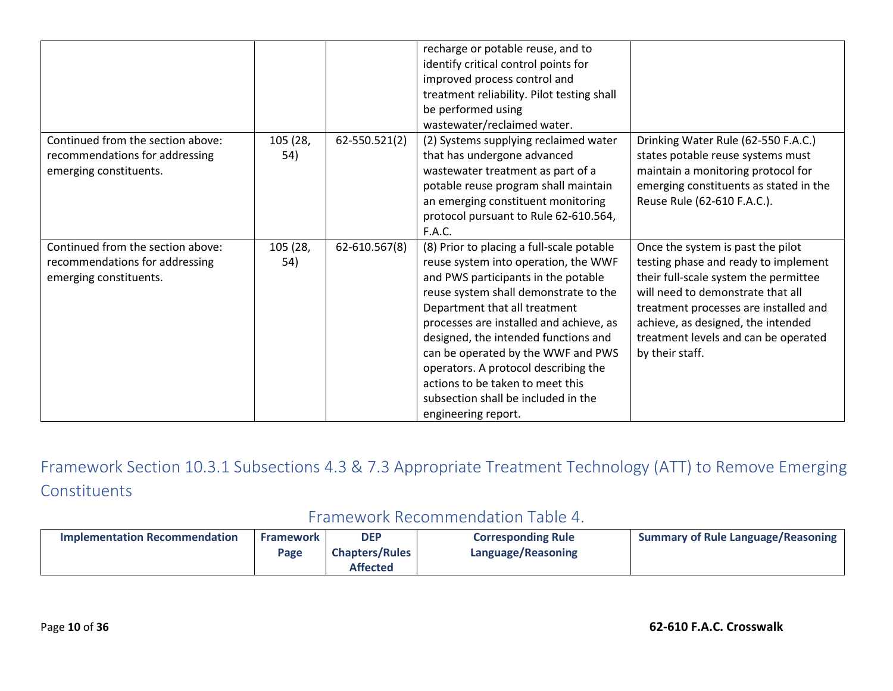| | | | recharge or potable reuse, and to identify critical control points for improved process control and treatment reliability. Pilot testing shall be performed using wastewater/reclaimed water. | |
|---|---|---|---|---|
| Continued from the section above: recommendations for addressing emerging constituents. | 105 (28, 54) | 62-550.521(2) | (2) Systems supplying reclaimed water that has undergone advanced wastewater treatment as part of a potable reuse program shall maintain an emerging constituent monitoring protocol pursuant to Rule 62-610.564, F.A.C. | Drinking Water Rule (62-550 F.A.C.) states potable reuse systems must maintain a monitoring protocol for emerging constituents as stated in the Reuse Rule (62-610 F.A.C.). |
| Continued from the section above: recommendations for addressing emerging constituents. | 105 (28, 54) | 62-610.567(8) | (8) Prior to placing a full-scale potable reuse system into operation, the WWF and PWS participants in the potable reuse system shall demonstrate to the Department that all treatment processes are installed and achieve, as designed, the intended functions and can be operated by the WWF and PWS operators. A protocol describing the actions to be taken to meet this subsection shall be included in the engineering report. | Once the system is past the pilot testing phase and ready to implement their full-scale system the permittee will need to demonstrate that all treatment processes are installed and achieve, as designed, the intended treatment levels and can be operated by their staff. |

## Framework Section 10.3.1 Subsections 4.3 & 7.3 Appropriate Treatment Technology (ATT) to Remove Emerging Constituents

### Framework Recommendation Table 4.

| Implementation Recommendation | Framework Page | DEP Chapters/Rules Affected | Corresponding Rule Language/Reasoning | Summary of Rule Language/Reasoning |
|---|---|---|---|---|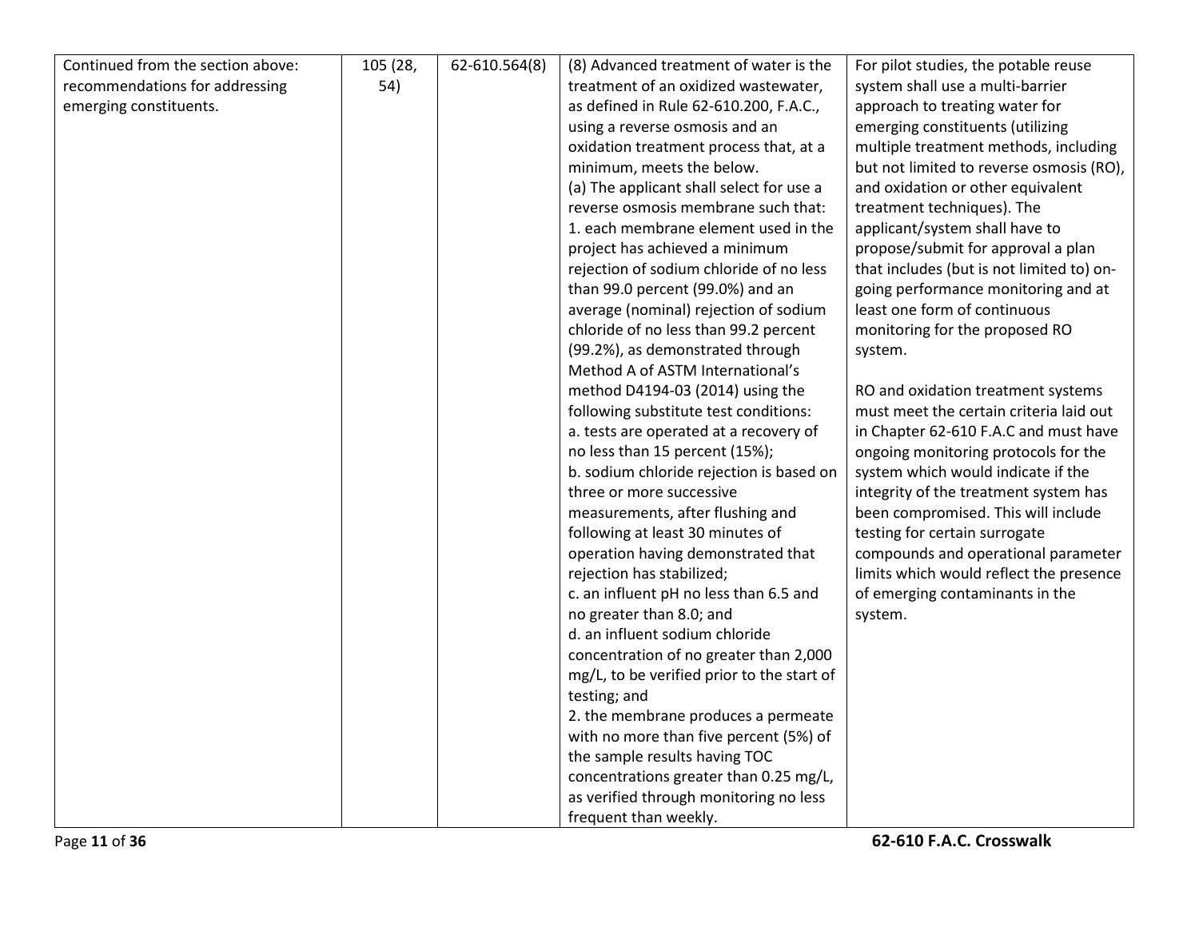| | | | | |
|---|---|---|---|---|
| Continued from the section above: recommendations for addressing emerging constituents. | 105 (28, 54) | 62-610.564(8) | (8) Advanced treatment of water is the treatment of an oxidized wastewater, as defined in Rule 62-610.200, F.A.C., using a reverse osmosis and an oxidation treatment process that, at a minimum, meets the below.<br>(a) The applicant shall select for use a reverse osmosis membrane such that:<br>1. each membrane element used in the project has achieved a minimum rejection of sodium chloride of no less than 99.0 percent (99.0%) and an average (nominal) rejection of sodium chloride of no less than 99.2 percent (99.2%), as demonstrated through Method A of ASTM International's method D4194-03 (2014) using the following substitute test conditions:<br>a. tests are operated at a recovery of no less than 15 percent (15%);<br>b. sodium chloride rejection is based on three or more successive measurements, after flushing and following at least 30 minutes of operation having demonstrated that rejection has stabilized;<br>c. an influent pH no less than 6.5 and no greater than 8.0; and<br>d. an influent sodium chloride concentration of no greater than 2,000 mg/L, to be verified prior to the start of testing; and<br>2. the membrane produces a permeate with no more than five percent (5%) of the sample results having TOC concentrations greater than 0.25 mg/L, as verified through monitoring no less frequent than weekly. | For pilot studies, the potable reuse system shall use a multi-barrier approach to treating water for emerging constituents (utilizing multiple treatment methods, including but not limited to reverse osmosis (RO), and oxidation or other equivalent treatment techniques). The applicant/system shall have to propose/submit for approval a plan that includes (but is not limited to) on-going performance monitoring and at least one form of continuous monitoring for the proposed RO system.<br><br>RO and oxidation treatment systems must meet the certain criteria laid out in Chapter 62-610 F.A.C and must have ongoing monitoring protocols for the system which would indicate if the integrity of the treatment system has been compromised. This will include testing for certain surrogate compounds and operational parameter limits which would reflect the presence of emerging contaminants in the system. |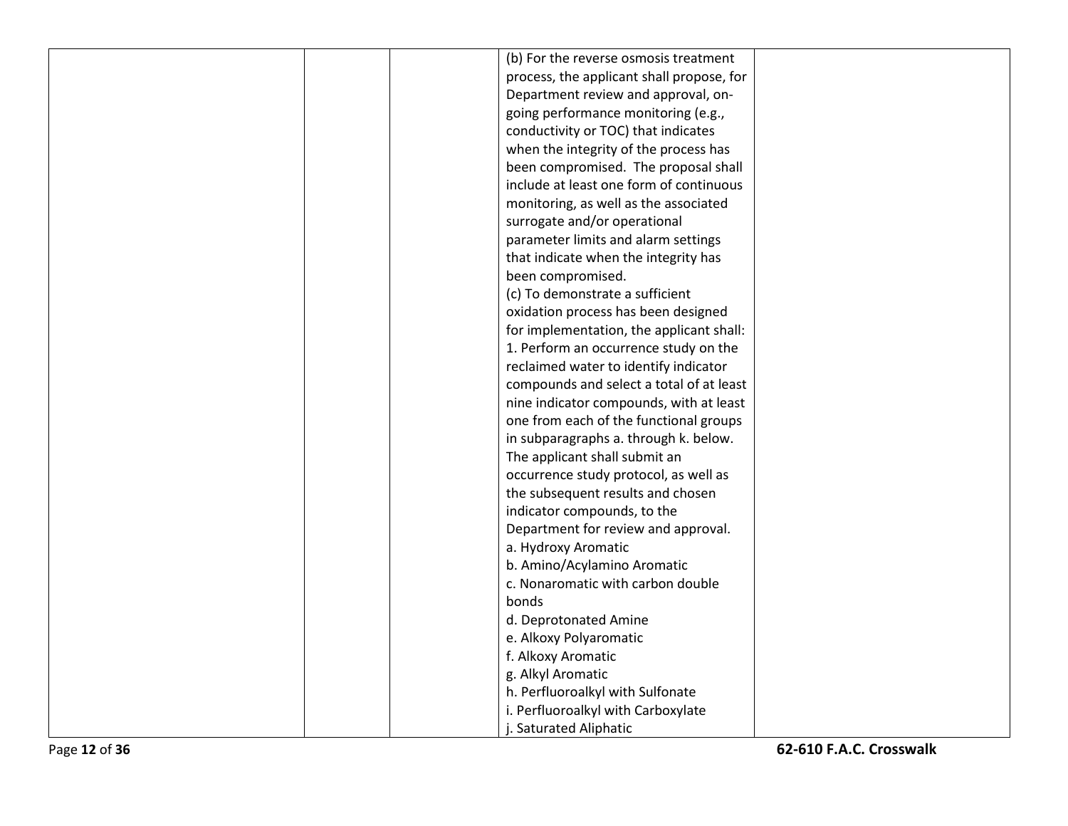| | | | | |
|---|---|---|---|---|
| | | | (b) For the reverse osmosis treatment process, the applicant shall propose, for Department review and approval, on-going performance monitoring (e.g., conductivity or TOC) that indicates when the integrity of the process has been compromised. The proposal shall include at least one form of continuous monitoring, as well as the associated surrogate and/or operational parameter limits and alarm settings that indicate when the integrity has been compromised.<br>(c) To demonstrate a sufficient oxidation process has been designed for implementation, the applicant shall:<br>1. Perform an occurrence study on the reclaimed water to identify indicator compounds and select a total of at least nine indicator compounds, with at least one from each of the functional groups in subparagraphs a. through k. below. The applicant shall submit an occurrence study protocol, as well as the subsequent results and chosen indicator compounds, to the Department for review and approval.<br>a. Hydroxy Aromatic<br>b. Amino/Acylamino Aromatic<br>c. Nonaromatic with carbon double bonds<br>d. Deprotonated Amine<br>e. Alkoxy Polyaromatic<br>f. Alkoxy Aromatic<br>g. Alkyl Aromatic<br>h. Perfluoroalkyl with Sulfonate<br>i. Perfluoroalkyl with Carboxylate<br>j. Saturated Aliphatic | |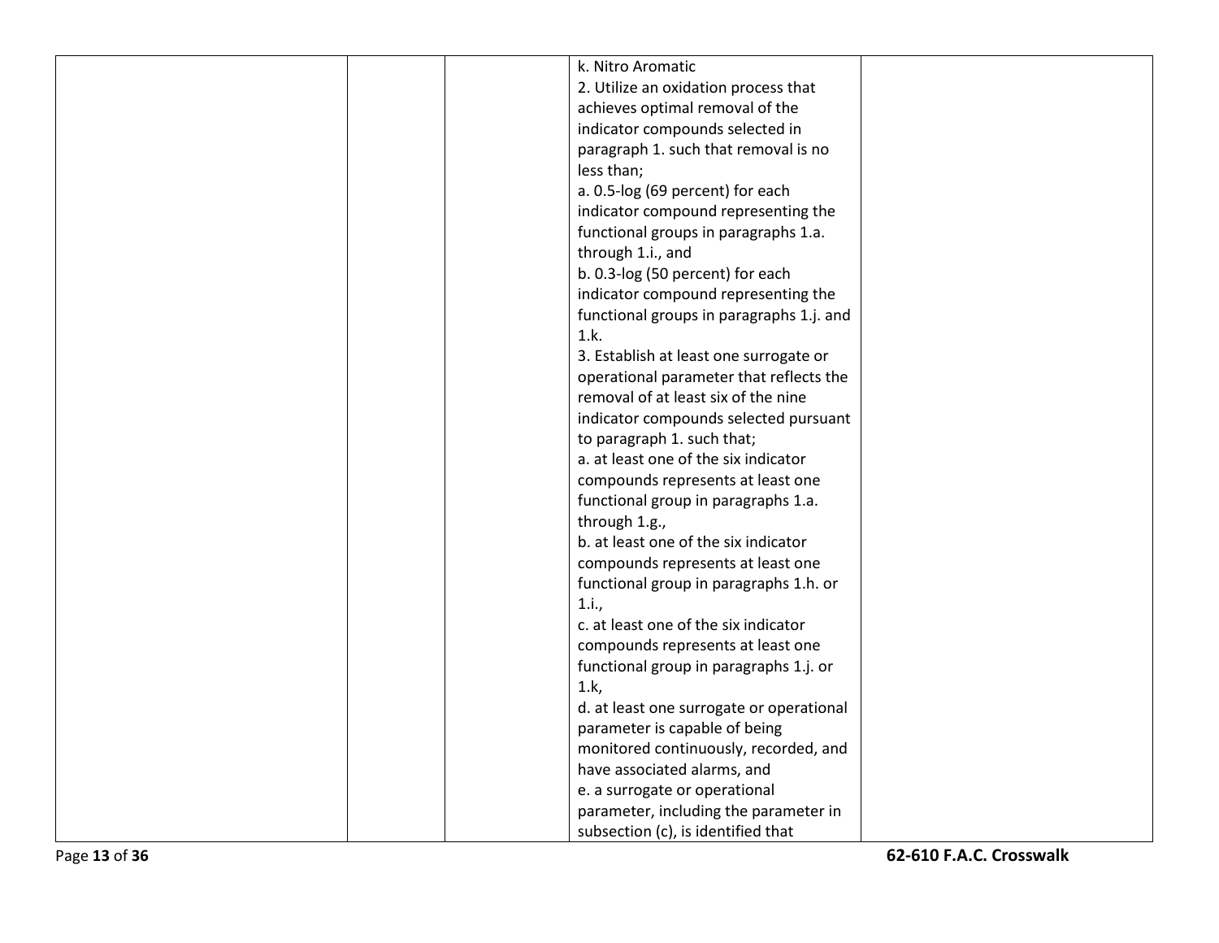|  |  |  | k. Nitro Aromatic<br>2. Utilize an oxidation process that achieves optimal removal of the indicator compounds selected in paragraph 1. such that removal is no less than;<br>a. 0.5-log (69 percent) for each indicator compound representing the functional groups in paragraphs 1.a. through 1.i., and<br>b. 0.3-log (50 percent) for each indicator compound representing the functional groups in paragraphs 1.j. and 1.k.<br>3. Establish at least one surrogate or operational parameter that reflects the removal of at least six of the nine indicator compounds selected pursuant to paragraph 1. such that;<br>a. at least one of the six indicator compounds represents at least one functional group in paragraphs 1.a. through 1.g.,<br>b. at least one of the six indicator compounds represents at least one functional group in paragraphs 1.h. or 1.i.,<br>c. at least one of the six indicator compounds represents at least one functional group in paragraphs 1.j. or 1.k,<br>d. at least one surrogate or operational parameter is capable of being monitored continuously, recorded, and have associated alarms, and<br>e. a surrogate or operational parameter, including the parameter in subsection (c), is identified that |  |
|---|---|---|---|---|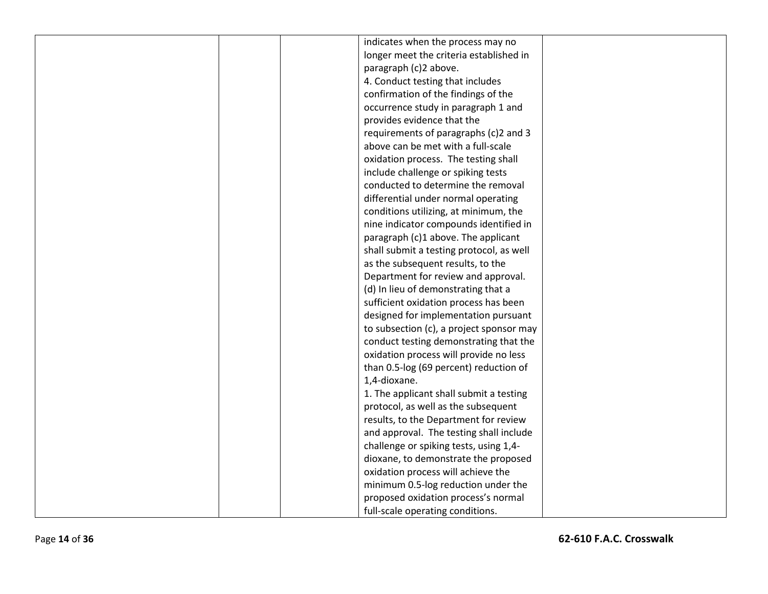| | | | | |
|---|---|---|---|---|
| | | | indicates when the process may no longer meet the criteria established in paragraph (c)2 above.<br>4. Conduct testing that includes confirmation of the findings of the occurrence study in paragraph 1 and provides evidence that the requirements of paragraphs (c)2 and 3 above can be met with a full-scale oxidation process. The testing shall include challenge or spiking tests conducted to determine the removal differential under normal operating conditions utilizing, at minimum, the nine indicator compounds identified in paragraph (c)1 above. The applicant shall submit a testing protocol, as well as the subsequent results, to the Department for review and approval.<br>(d) In lieu of demonstrating that a sufficient oxidation process has been designed for implementation pursuant to subsection (c), a project sponsor may conduct testing demonstrating that the oxidation process will provide no less than 0.5-log (69 percent) reduction of 1,4-dioxane.<br>1. The applicant shall submit a testing protocol, as well as the subsequent results, to the Department for review and approval. The testing shall include challenge or spiking tests, using 1,4-dioxane, to demonstrate the proposed oxidation process will achieve the minimum 0.5-log reduction under the proposed oxidation process's normal full-scale operating conditions. | |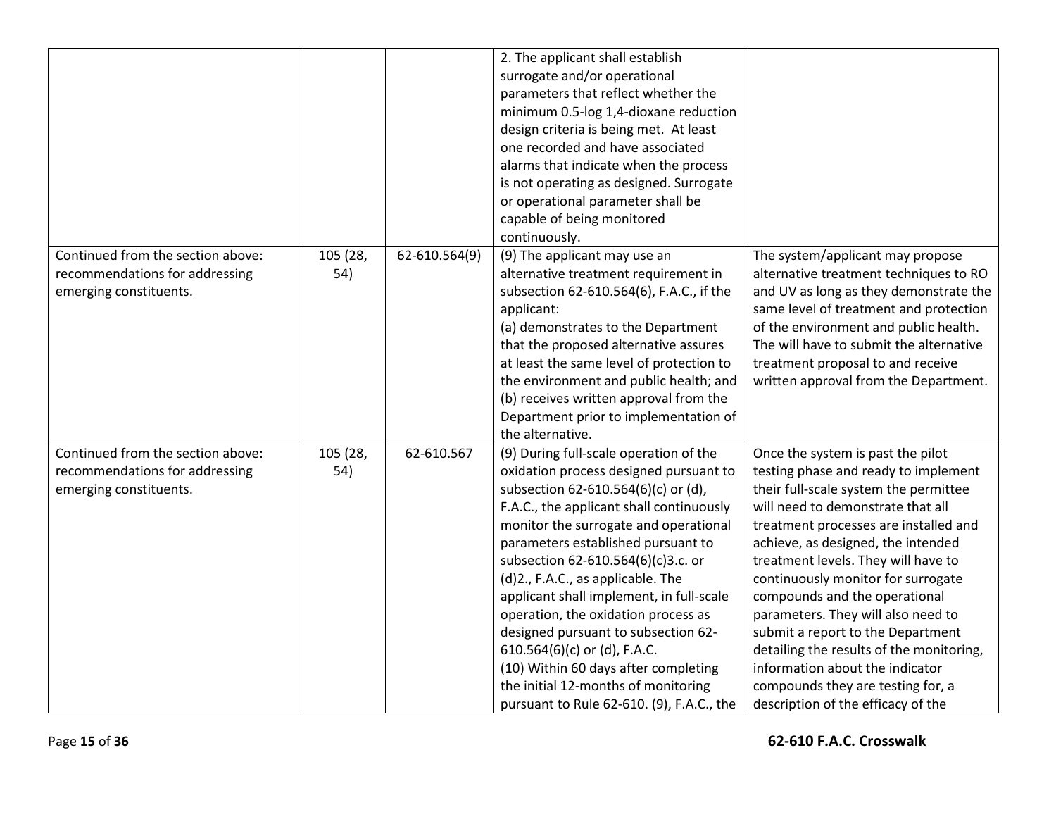| | | | | |
|---|---|---|---|---|
| | | | 2. The applicant shall establish surrogate and/or operational parameters that reflect whether the minimum 0.5-log 1,4-dioxane reduction design criteria is being met. At least one recorded and have associated alarms that indicate when the process is not operating as designed. Surrogate or operational parameter shall be capable of being monitored continuously. | |
| Continued from the section above: recommendations for addressing emerging constituents. | 105 (28, 54) | 62-610.564(9) | (9) The applicant may use an alternative treatment requirement in subsection 62-610.564(6), F.A.C., if the applicant:<br>(a) demonstrates to the Department that the proposed alternative assures at least the same level of protection to the environment and public health; and<br>(b) receives written approval from the Department prior to implementation of the alternative. | The system/applicant may propose alternative treatment techniques to RO and UV as long as they demonstrate the same level of treatment and protection of the environment and public health. The will have to submit the alternative treatment proposal to and receive written approval from the Department. |
| Continued from the section above: recommendations for addressing emerging constituents. | 105 (28, 54) | 62-610.567 | (9) During full-scale operation of the oxidation process designed pursuant to subsection 62-610.564(6)(c) or (d), F.A.C., the applicant shall continuously monitor the surrogate and operational parameters established pursuant to subsection 62-610.564(6)(c)3.c. or (d)2., F.A.C., as applicable. The applicant shall implement, in full-scale operation, the oxidation process as designed pursuant to subsection 62-610.564(6)(c) or (d), F.A.C.<br>(10) Within 60 days after completing the initial 12-months of monitoring pursuant to Rule 62-610. (9), F.A.C., the | Once the system is past the pilot testing phase and ready to implement their full-scale system the permittee will need to demonstrate that all treatment processes are installed and achieve, as designed, the intended treatment levels. They will have to continuously monitor for surrogate compounds and the operational parameters. They will also need to submit a report to the Department detailing the results of the monitoring, information about the indicator compounds they are testing for, a description of the efficacy of the |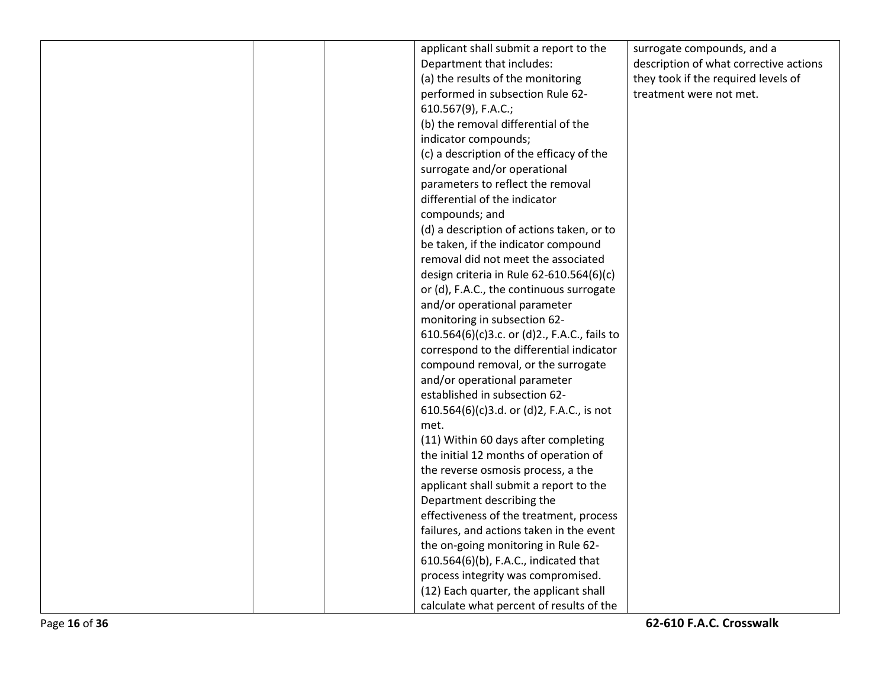| | | | | |
|---|---|---|---|---|
| | | | applicant shall submit a report to the Department that includes:<br>(a) the results of the monitoring performed in subsection Rule 62-610.567(9), F.A.C.;<br>(b) the removal differential of the indicator compounds;<br>(c) a description of the efficacy of the surrogate and/or operational parameters to reflect the removal differential of the indicator compounds; and<br>(d) a description of actions taken, or to be taken, if the indicator compound removal did not meet the associated design criteria in Rule 62-610.564(6)(c) or (d), F.A.C., the continuous surrogate and/or operational parameter monitoring in subsection 62-610.564(6)(c)3.c. or (d)2., F.A.C., fails to correspond to the differential indicator compound removal, or the surrogate and/or operational parameter established in subsection 62-610.564(6)(c)3.d. or (d)2, F.A.C., is not met.<br>(11) Within 60 days after completing the initial 12 months of operation of the reverse osmosis process, a the applicant shall submit a report to the Department describing the effectiveness of the treatment, process failures, and actions taken in the event the on-going monitoring in Rule 62-610.564(6)(b), F.A.C., indicated that process integrity was compromised.<br>(12) Each quarter, the applicant shall calculate what percent of results of the | surrogate compounds, and a description of what corrective actions they took if the required levels of treatment were not met. |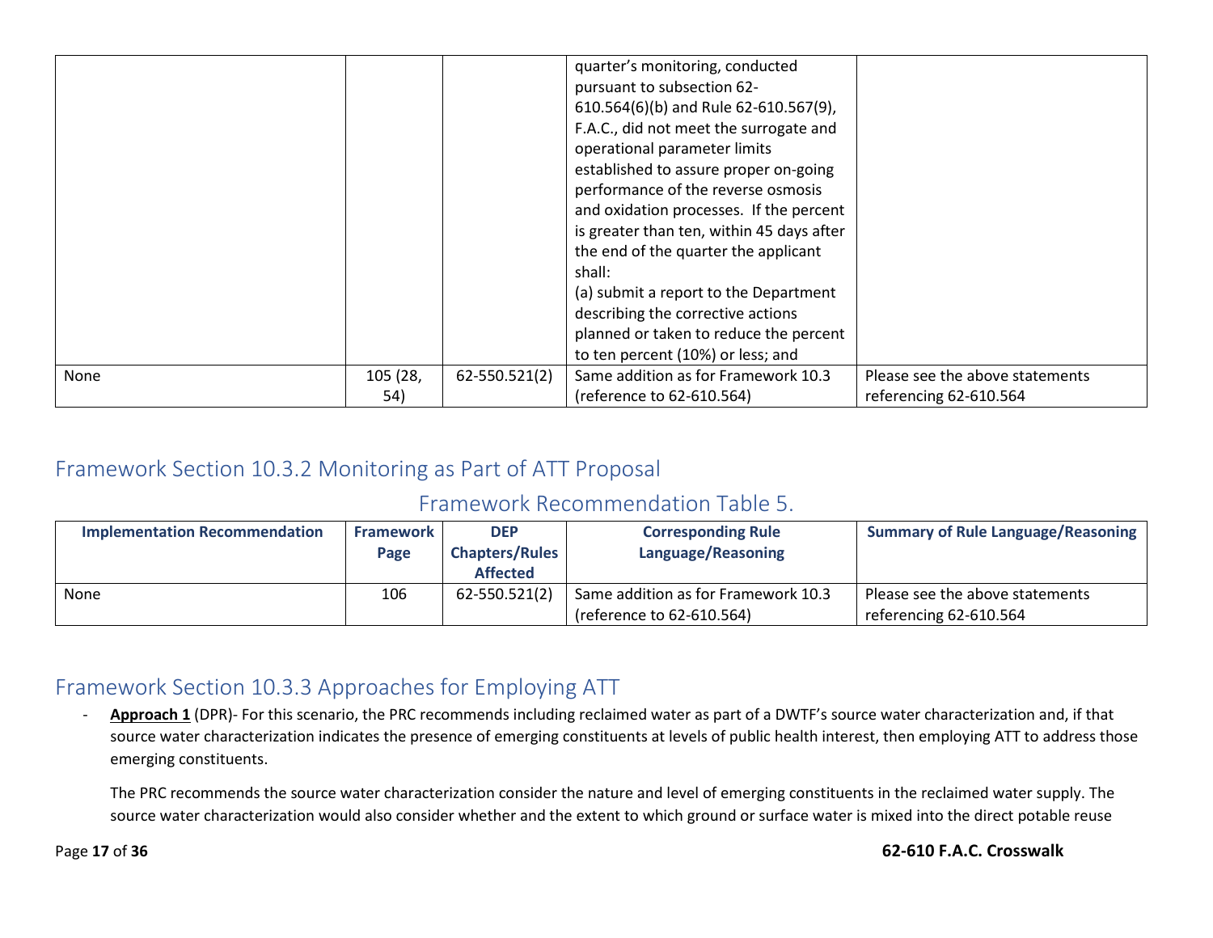| | | | | |
|---|---|---|---|---|
| | | | quarter's monitoring, conducted pursuant to subsection 62-610.564(6)(b) and Rule 62-610.567(9), F.A.C., did not meet the surrogate and operational parameter limits established to assure proper on-going performance of the reverse osmosis and oxidation processes. If the percent is greater than ten, within 45 days after the end of the quarter the applicant shall:<br>(a) submit a report to the Department describing the corrective actions planned or taken to reduce the percent to ten percent (10%) or less; and | |
| None | 105 (28, 54) | 62-550.521(2) | Same addition as for Framework 10.3 (reference to 62-610.564) | Please see the above statements referencing 62-610.564 |

## Framework Section 10.3.2 Monitoring as Part of ATT Proposal

### Framework Recommendation Table 5.

| Implementation Recommendation | Framework Page | DEP Chapters/Rules Affected | Corresponding Rule Language/Reasoning | Summary of Rule Language/Reasoning |
|---|---|---|---|---|
| None | 106 | 62-550.521(2) | Same addition as for Framework 10.3 (reference to 62-610.564) | Please see the above statements referencing 62-610.564 |

## Framework Section 10.3.3 Approaches for Employing ATT

- **Approach 1** (DPR)- For this scenario, the PRC recommends including reclaimed water as part of a DWTF's source water characterization and, if that source water characterization indicates the presence of emerging constituents at levels of public health interest, then employing ATT to address those emerging constituents.

  The PRC recommends the source water characterization consider the nature and level of emerging constituents in the reclaimed water supply. The source water characterization would also consider whether and the extent to which ground or surface water is mixed into the direct potable reuse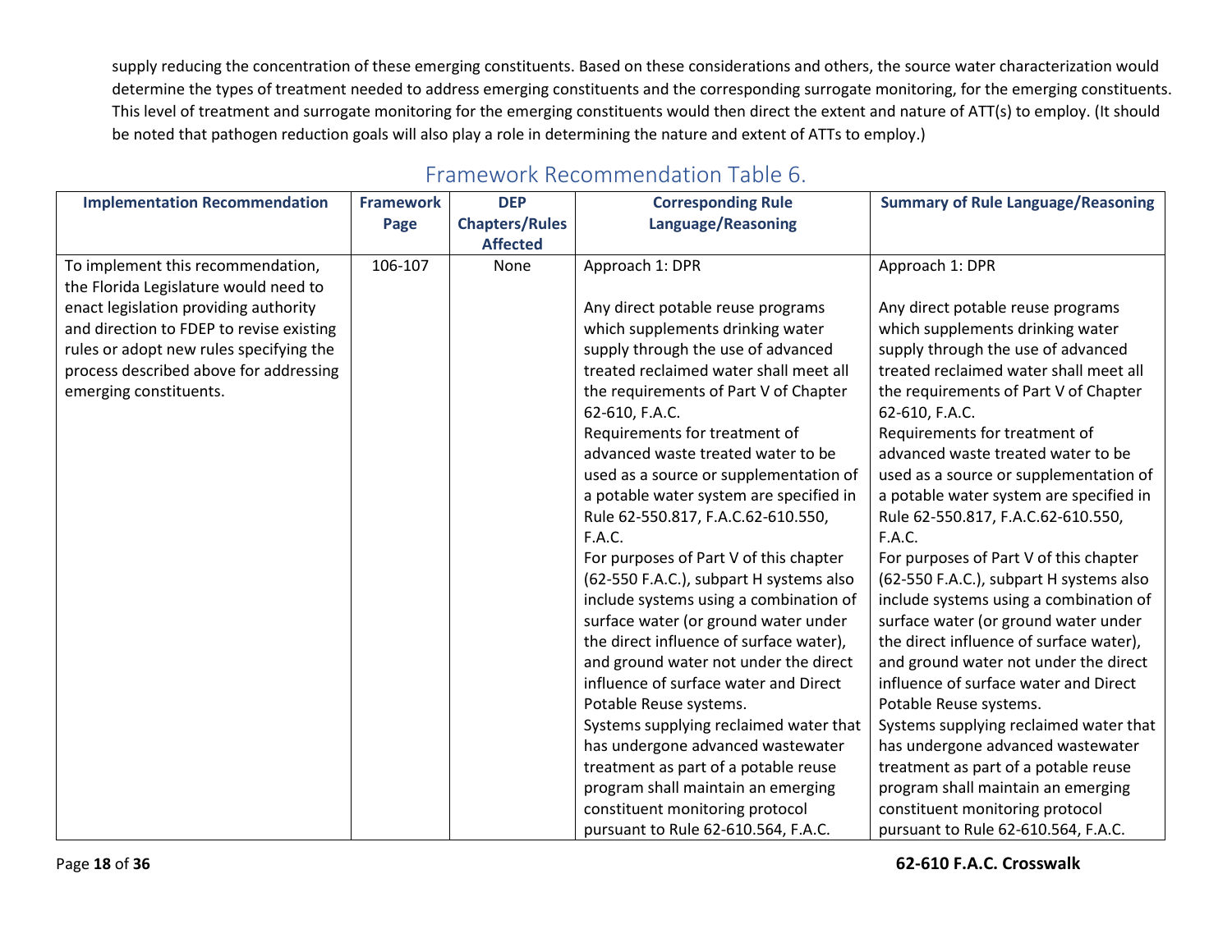supply reducing the concentration of these emerging constituents. Based on these considerations and others, the source water characterization would determine the types of treatment needed to address emerging constituents and the corresponding surrogate monitoring, for the emerging constituents. This level of treatment and surrogate monitoring for the emerging constituents would then direct the extent and nature of ATT(s) to employ. (It should be noted that pathogen reduction goals will also play a role in determining the nature and extent of ATTs to employ.)

## Framework Recommendation Table 6.

| Implementation Recommendation | Framework Page | DEP Chapters/Rules Affected | Corresponding Rule Language/Reasoning | Summary of Rule Language/Reasoning |
|---|---|---|---|---|
| To implement this recommendation, the Florida Legislature would need to enact legislation providing authority and direction to FDEP to revise existing rules or adopt new rules specifying the process described above for addressing emerging constituents. | 106-107 | None | Approach 1: DPR<br><br>Any direct potable reuse programs which supplements drinking water supply through the use of advanced treated reclaimed water shall meet all the requirements of Part V of Chapter 62-610, F.A.C.<br>Requirements for treatment of advanced waste treated water to be used as a source or supplementation of a potable water system are specified in Rule 62-550.817, F.A.C.62-610.550, F.A.C.<br>For purposes of Part V of this chapter (62-550 F.A.C.), subpart H systems also include systems using a combination of surface water (or ground water under the direct influence of surface water), and ground water not under the direct influence of surface water and Direct Potable Reuse systems.<br>Systems supplying reclaimed water that has undergone advanced wastewater treatment as part of a potable reuse program shall maintain an emerging constituent monitoring protocol pursuant to Rule 62-610.564, F.A.C. | Approach 1: DPR<br><br>Any direct potable reuse programs which supplements drinking water supply through the use of advanced treated reclaimed water shall meet all the requirements of Part V of Chapter 62-610, F.A.C.<br>Requirements for treatment of advanced waste treated water to be used as a source or supplementation of a potable water system are specified in Rule 62-550.817, F.A.C.62-610.550, F.A.C.<br>For purposes of Part V of this chapter (62-550 F.A.C.), subpart H systems also include systems using a combination of surface water (or ground water under the direct influence of surface water), and ground water not under the direct influence of surface water and Direct Potable Reuse systems.<br>Systems supplying reclaimed water that has undergone advanced wastewater treatment as part of a potable reuse program shall maintain an emerging constituent monitoring protocol pursuant to Rule 62-610.564, F.A.C. |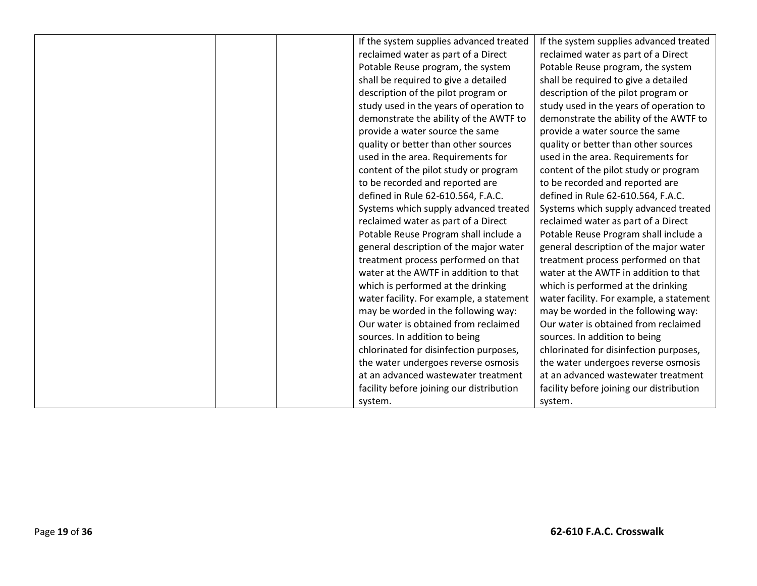| | | | | |
|---|---|---|---|---|
| | | | If the system supplies advanced treated reclaimed water as part of a Direct Potable Reuse program, the system shall be required to give a detailed description of the pilot program or study used in the years of operation to demonstrate the ability of the AWTF to provide a water source the same quality or better than other sources used in the area. Requirements for content of the pilot study or program to be recorded and reported are defined in Rule 62-610.564, F.A.C. Systems which supply advanced treated reclaimed water as part of a Direct Potable Reuse Program shall include a general description of the major water treatment process performed on that water at the AWTF in addition to that which is performed at the drinking water facility. For example, a statement may be worded in the following way: Our water is obtained from reclaimed sources. In addition to being chlorinated for disinfection purposes, the water undergoes reverse osmosis at an advanced wastewater treatment facility before joining our distribution system. | If the system supplies advanced treated reclaimed water as part of a Direct Potable Reuse program, the system shall be required to give a detailed description of the pilot program or study used in the years of operation to demonstrate the ability of the AWTF to provide a water source the same quality or better than other sources used in the area. Requirements for content of the pilot study or program to be recorded and reported are defined in Rule 62-610.564, F.A.C. Systems which supply advanced treated reclaimed water as part of a Direct Potable Reuse Program shall include a general description of the major water treatment process performed on that water at the AWTF in addition to that which is performed at the drinking water facility. For example, a statement may be worded in the following way: Our water is obtained from reclaimed sources. In addition to being chlorinated for disinfection purposes, the water undergoes reverse osmosis at an advanced wastewater treatment facility before joining our distribution system. |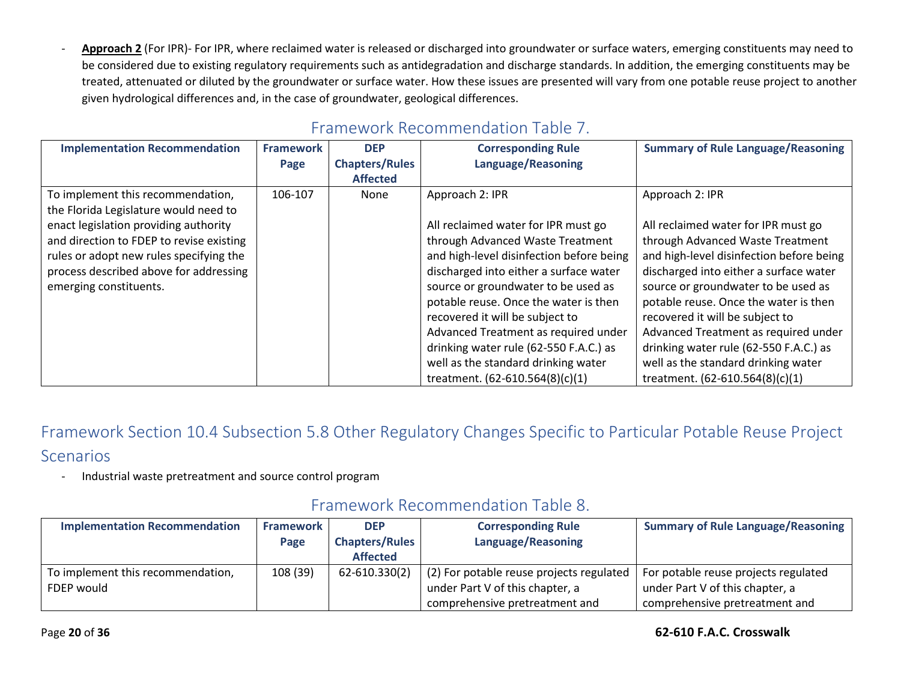- **Approach 2** (For IPR)- For IPR, where reclaimed water is released or discharged into groundwater or surface waters, emerging constituents may need to be considered due to existing regulatory requirements such as antidegradation and discharge standards. In addition, the emerging constituents may be treated, attenuated or diluted by the groundwater or surface water. How these issues are presented will vary from one potable reuse project to another given hydrological differences and, in the case of groundwater, geological differences.

### Framework Recommendation Table 7.

| Implementation Recommendation | Framework Page | DEP Chapters/Rules Affected | Corresponding Rule Language/Reasoning | Summary of Rule Language/Reasoning |
|---|---|---|---|---|
| To implement this recommendation, the Florida Legislature would need to enact legislation providing authority and direction to FDEP to revise existing rules or adopt new rules specifying the process described above for addressing emerging constituents. | 106-107 | None | Approach 2: IPR<br><br>All reclaimed water for IPR must go through Advanced Waste Treatment and high-level disinfection before being discharged into either a surface water source or groundwater to be used as potable reuse. Once the water is then recovered it will be subject to Advanced Treatment as required under drinking water rule (62-550 F.A.C.) as well as the standard drinking water treatment. (62-610.564(8)(c)(1) | Approach 2: IPR<br><br>All reclaimed water for IPR must go through Advanced Waste Treatment and high-level disinfection before being discharged into either a surface water source or groundwater to be used as potable reuse. Once the water is then recovered it will be subject to Advanced Treatment as required under drinking water rule (62-550 F.A.C.) as well as the standard drinking water treatment. (62-610.564(8)(c)(1) |

## Framework Section 10.4 Subsection 5.8 Other Regulatory Changes Specific to Particular Potable Reuse Project Scenarios

- Industrial waste pretreatment and source control program

### Framework Recommendation Table 8.

| Implementation Recommendation | Framework Page | DEP Chapters/Rules Affected | Corresponding Rule Language/Reasoning | Summary of Rule Language/Reasoning |
|---|---|---|---|---|
| To implement this recommendation, FDEP would | 108 (39) | 62-610.330(2) | (2) For potable reuse projects regulated under Part V of this chapter, a comprehensive pretreatment and | For potable reuse projects regulated under Part V of this chapter, a comprehensive pretreatment and |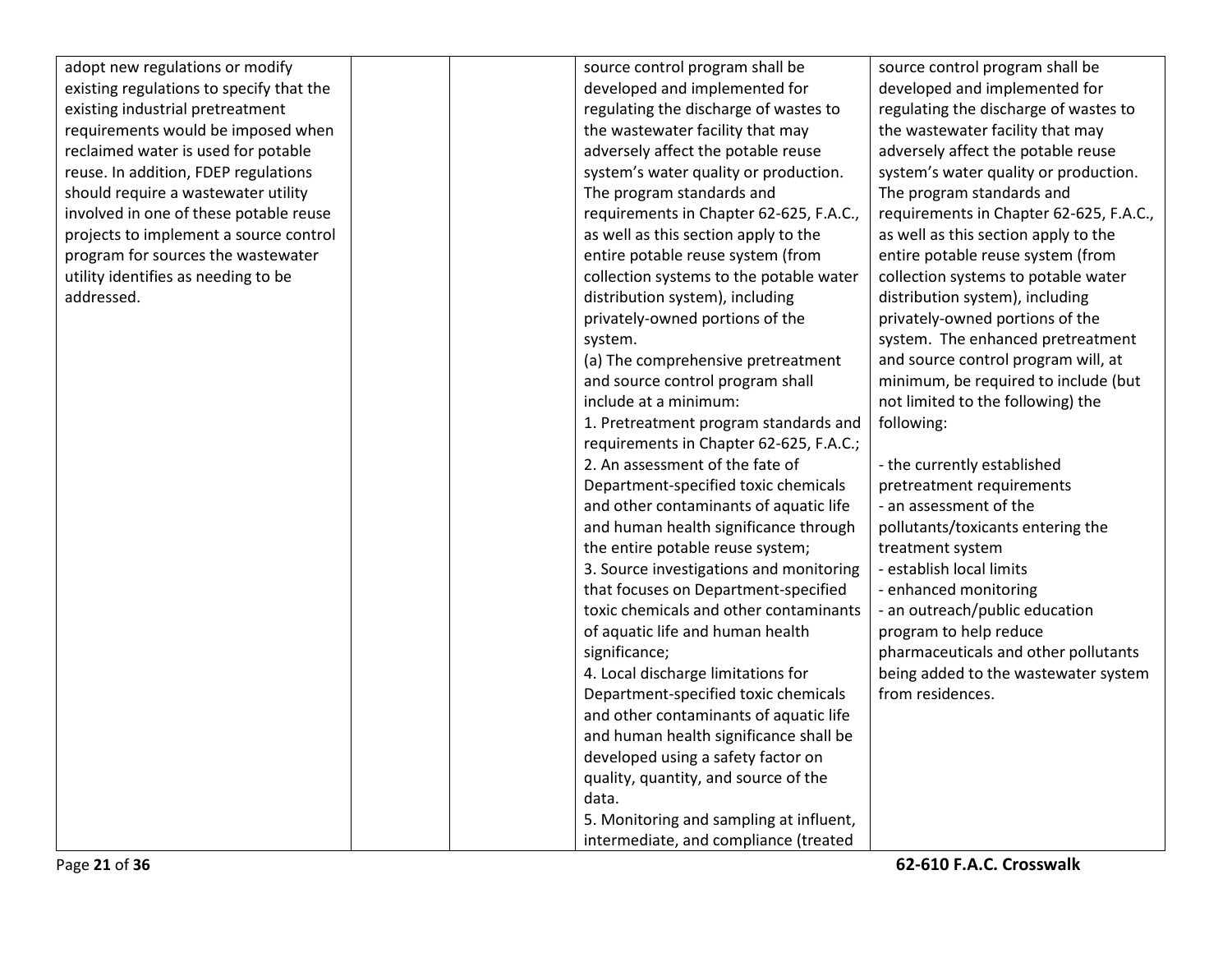| | | | | |
|---|---|---|---|---|
| adopt new regulations or modify existing regulations to specify that the existing industrial pretreatment requirements would be imposed when reclaimed water is used for potable reuse. In addition, FDEP regulations should require a wastewater utility involved in one of these potable reuse projects to implement a source control program for sources the wastewater utility identifies as needing to be addressed. | | | source control program shall be developed and implemented for regulating the discharge of wastes to the wastewater facility that may adversely affect the potable reuse system's water quality or production. The program standards and requirements in Chapter 62-625, F.A.C., as well as this section apply to the entire potable reuse system (from collection systems to the potable water distribution system), including privately-owned portions of the system.<br>(a) The comprehensive pretreatment and source control program shall include at a minimum:<br>1. Pretreatment program standards and requirements in Chapter 62-625, F.A.C.;<br>2. An assessment of the fate of Department-specified toxic chemicals and other contaminants of aquatic life and human health significance through the entire potable reuse system;<br>3. Source investigations and monitoring that focuses on Department-specified toxic chemicals and other contaminants of aquatic life and human health significance;<br>4. Local discharge limitations for Department-specified toxic chemicals and other contaminants of aquatic life and human health significance shall be developed using a safety factor on quality, quantity, and source of the data.<br>5. Monitoring and sampling at influent, intermediate, and compliance (treated | source control program shall be developed and implemented for regulating the discharge of wastes to the wastewater facility that may adversely affect the potable reuse system's water quality or production. The program standards and requirements in Chapter 62-625, F.A.C., as well as this section apply to the entire potable reuse system (from collection systems to potable water distribution system), including privately-owned portions of the system. The enhanced pretreatment and source control program will, at minimum, be required to include (but not limited to the following) the following:<br><br>- the currently established pretreatment requirements<br>- an assessment of the pollutants/toxicants entering the treatment system<br>- establish local limits<br>- enhanced monitoring<br>- an outreach/public education program to help reduce pharmaceuticals and other pollutants being added to the wastewater system from residences. |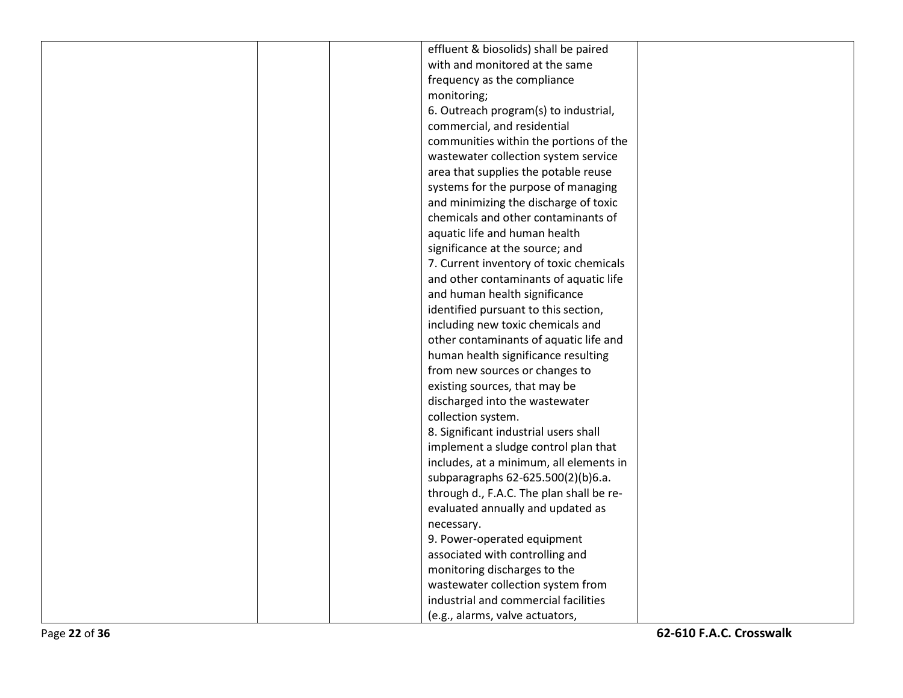|  |  |  | effluent & biosolids) shall be paired with and monitored at the same frequency as the compliance monitoring;<br>6. Outreach program(s) to industrial, commercial, and residential communities within the portions of the wastewater collection system service area that supplies the potable reuse systems for the purpose of managing and minimizing the discharge of toxic chemicals and other contaminants of aquatic life and human health significance at the source; and<br>7. Current inventory of toxic chemicals and other contaminants of aquatic life and human health significance identified pursuant to this section, including new toxic chemicals and other contaminants of aquatic life and human health significance resulting from new sources or changes to existing sources, that may be discharged into the wastewater collection system.<br>8. Significant industrial users shall implement a sludge control plan that includes, at a minimum, all elements in subparagraphs 62-625.500(2)(b)6.a. through d., F.A.C. The plan shall be re-evaluated annually and updated as necessary.<br>9. Power-operated equipment associated with controlling and monitoring discharges to the wastewater collection system from industrial and commercial facilities (e.g., alarms, valve actuators, |  |
|---|---|---|---|---|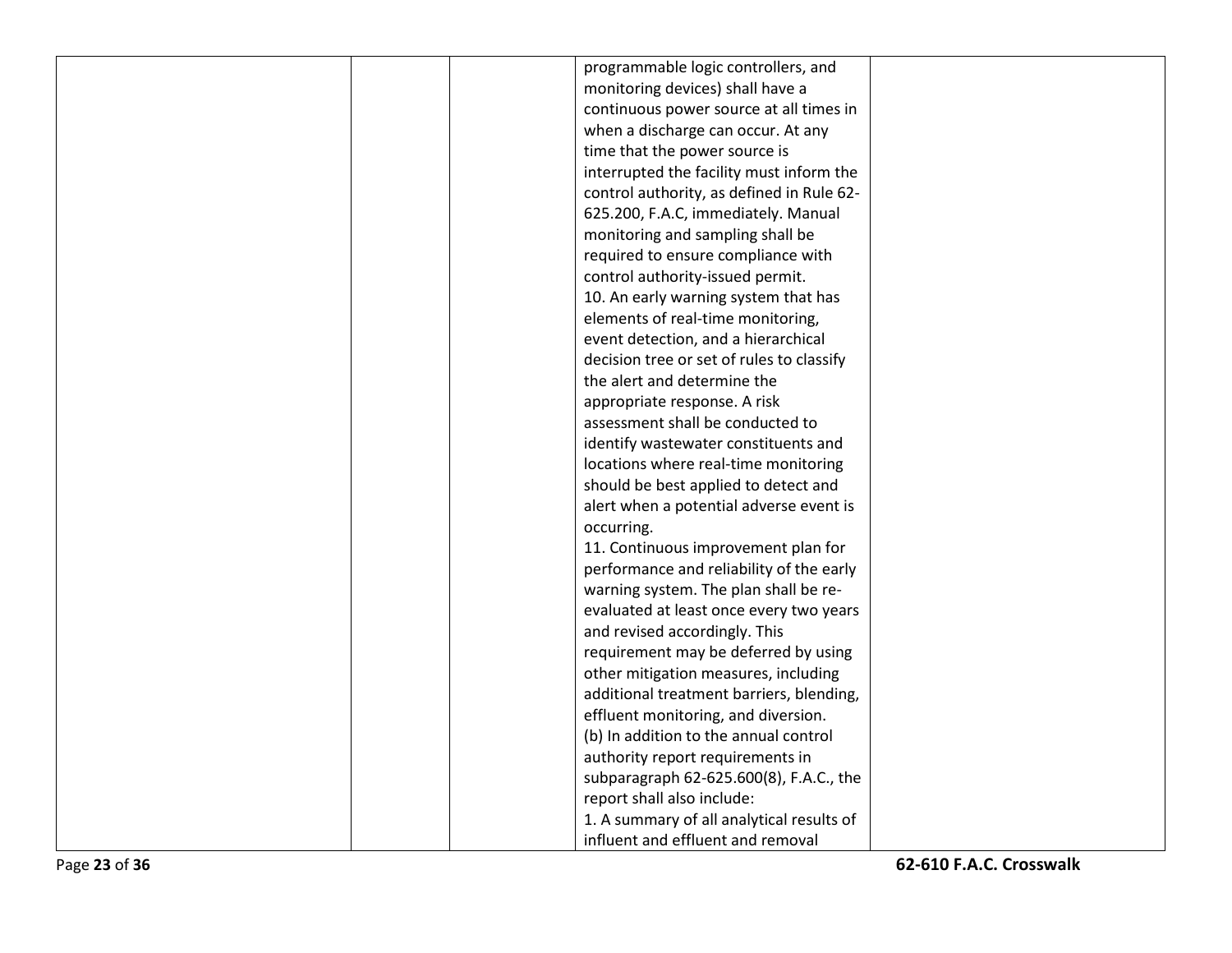|  |  |  | programmable logic controllers, and monitoring devices) shall have a continuous power source at all times in when a discharge can occur. At any time that the power source is interrupted the facility must inform the control authority, as defined in Rule 62-625.200, F.A.C, immediately. Manual monitoring and sampling shall be required to ensure compliance with control authority-issued permit.<br>10. An early warning system that has elements of real-time monitoring, event detection, and a hierarchical decision tree or set of rules to classify the alert and determine the appropriate response. A risk assessment shall be conducted to identify wastewater constituents and locations where real-time monitoring should be best applied to detect and alert when a potential adverse event is occurring.<br>11. Continuous improvement plan for performance and reliability of the early warning system. The plan shall be re-evaluated at least once every two years and revised accordingly. This requirement may be deferred by using other mitigation measures, including additional treatment barriers, blending, effluent monitoring, and diversion.<br>(b) In addition to the annual control authority report requirements in subparagraph 62-625.600(8), F.A.C., the report shall also include:<br>1. A summary of all analytical results of influent and effluent and removal |  |
|---|---|---|---|---|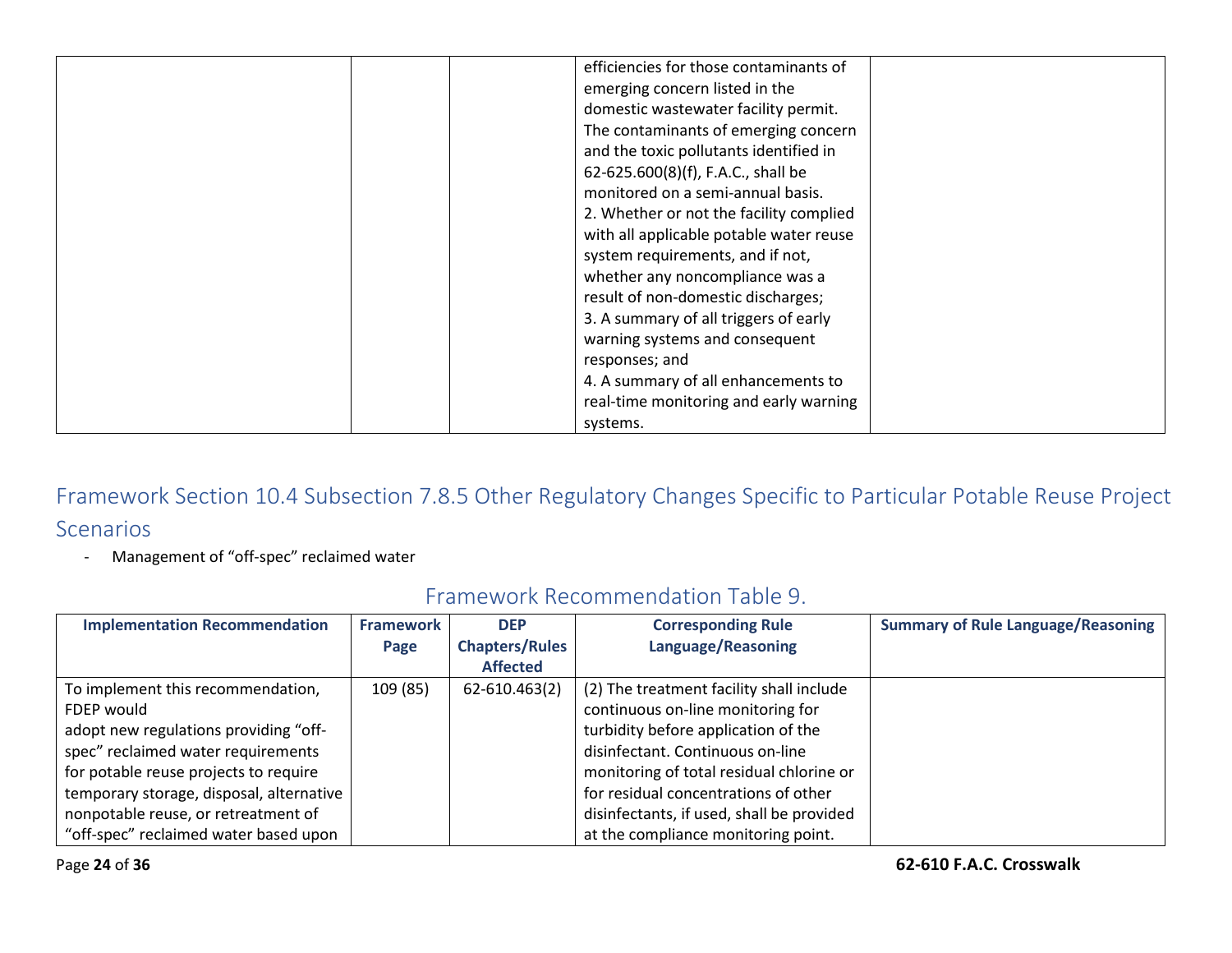| | | | efficiencies for those contaminants of emerging concern listed in the domestic wastewater facility permit. The contaminants of emerging concern and the toxic pollutants identified in 62-625.600(8)(f), F.A.C., shall be monitored on a semi-annual basis.<br>2. Whether or not the facility complied with all applicable potable water reuse system requirements, and if not, whether any noncompliance was a result of non-domestic discharges;<br>3. A summary of all triggers of early warning systems and consequent responses; and<br>4. A summary of all enhancements to real-time monitoring and early warning systems. | |
|---|---|---|---|---|

## Framework Section 10.4 Subsection 7.8.5 Other Regulatory Changes Specific to Particular Potable Reuse Project Scenarios

- Management of “off-spec” reclaimed water

### Framework Recommendation Table 9.

| Implementation Recommendation | Framework Page | DEP Chapters/Rules Affected | Corresponding Rule Language/Reasoning | Summary of Rule Language/Reasoning |
|---|---|---|---|---|
| To implement this recommendation, FDEP would adopt new regulations providing “off-spec” reclaimed water requirements for potable reuse projects to require temporary storage, disposal, alternative nonpotable reuse, or retreatment of “off-spec” reclaimed water based upon | 109 (85) | 62-610.463(2) | (2) The treatment facility shall include continuous on-line monitoring for turbidity before application of the disinfectant. Continuous on-line monitoring of total residual chlorine or for residual concentrations of other disinfectants, if used, shall be provided at the compliance monitoring point. | |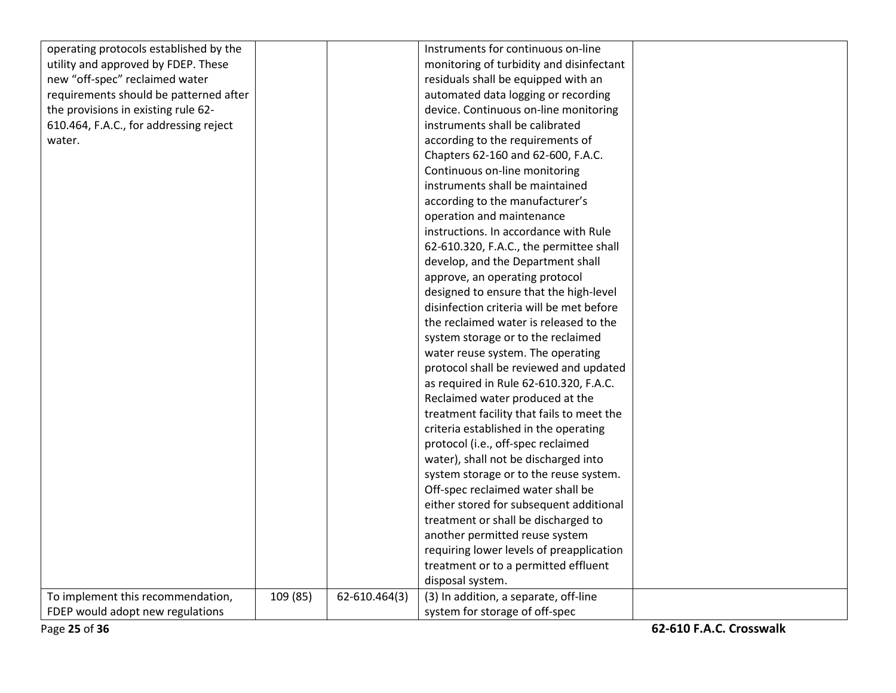| | | | | |
|---|---|---|---|---|
| operating protocols established by the utility and approved by FDEP. These new "off-spec" reclaimed water requirements should be patterned after the provisions in existing rule 62-610.464, F.A.C., for addressing reject water. | | | Instruments for continuous on-line monitoring of turbidity and disinfectant residuals shall be equipped with an automated data logging or recording device. Continuous on-line monitoring instruments shall be calibrated according to the requirements of Chapters 62-160 and 62-600, F.A.C. Continuous on-line monitoring instruments shall be maintained according to the manufacturer's operation and maintenance instructions. In accordance with Rule 62-610.320, F.A.C., the permittee shall develop, and the Department shall approve, an operating protocol designed to ensure that the high-level disinfection criteria will be met before the reclaimed water is released to the system storage or to the reclaimed water reuse system. The operating protocol shall be reviewed and updated as required in Rule 62-610.320, F.A.C. Reclaimed water produced at the treatment facility that fails to meet the criteria established in the operating protocol (i.e., off-spec reclaimed water), shall not be discharged into system storage or to the reuse system. Off-spec reclaimed water shall be either stored for subsequent additional treatment or shall be discharged to another permitted reuse system requiring lower levels of preapplication treatment or to a permitted effluent disposal system. | |
| To implement this recommendation, FDEP would adopt new regulations | 109 (85) | 62-610.464(3) | (3) In addition, a separate, off-line system for storage of off-spec | |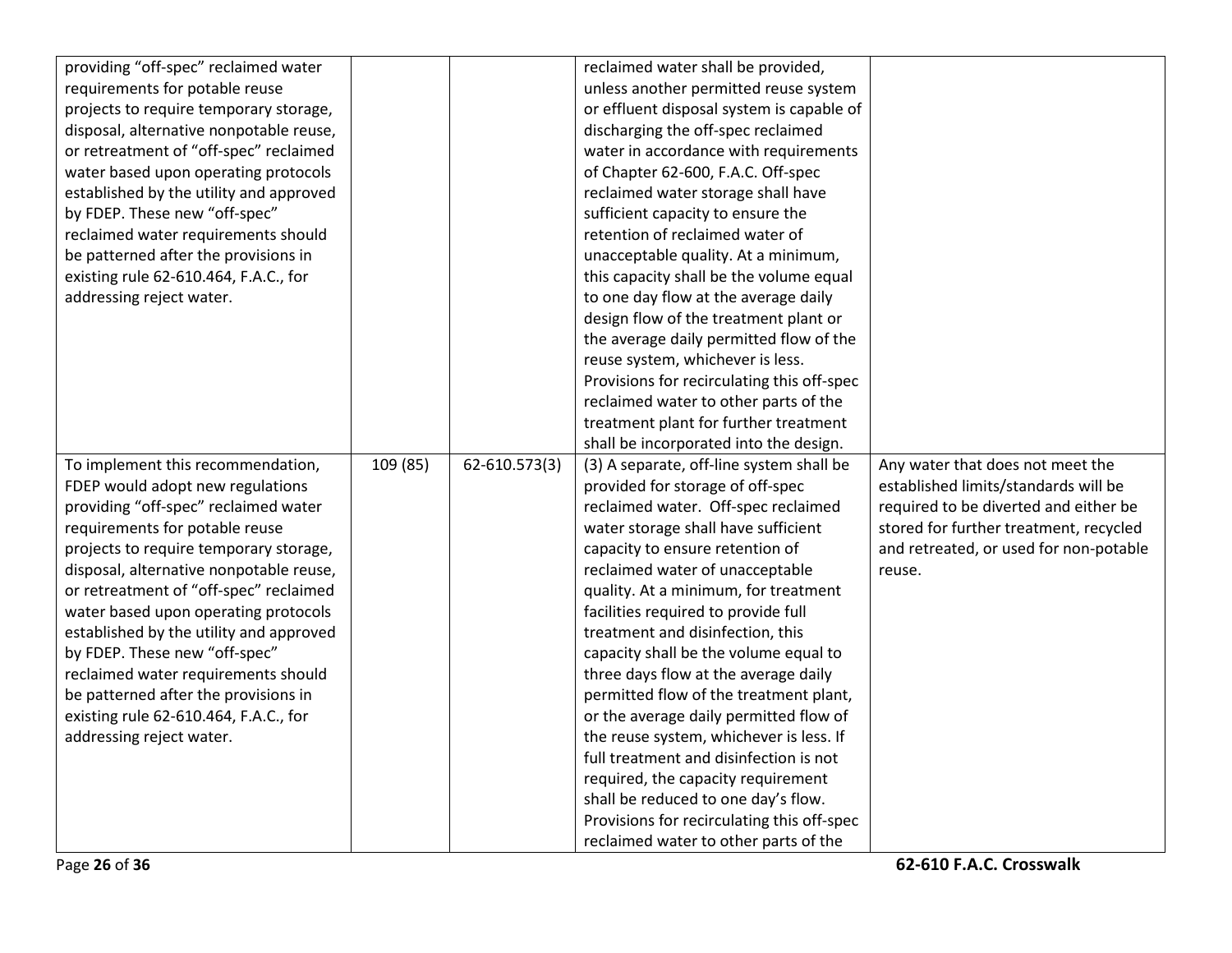| | | | | |
|---|---|---|---|---|
| providing "off-spec" reclaimed water requirements for potable reuse projects to require temporary storage, disposal, alternative nonpotable reuse, or retreatment of "off-spec" reclaimed water based upon operating protocols established by the utility and approved by FDEP. These new "off-spec" reclaimed water requirements should be patterned after the provisions in existing rule 62-610.464, F.A.C., for addressing reject water. | | | reclaimed water shall be provided, unless another permitted reuse system or effluent disposal system is capable of discharging the off-spec reclaimed water in accordance with requirements of Chapter 62-600, F.A.C. Off-spec reclaimed water storage shall have sufficient capacity to ensure the retention of reclaimed water of unacceptable quality. At a minimum, this capacity shall be the volume equal to one day flow at the average daily design flow of the treatment plant or the average daily permitted flow of the reuse system, whichever is less. Provisions for recirculating this off-spec reclaimed water to other parts of the treatment plant for further treatment shall be incorporated into the design. | |
| To implement this recommendation, FDEP would adopt new regulations providing "off-spec" reclaimed water requirements for potable reuse projects to require temporary storage, disposal, alternative nonpotable reuse, or retreatment of "off-spec" reclaimed water based upon operating protocols established by the utility and approved by FDEP. These new "off-spec" reclaimed water requirements should be patterned after the provisions in existing rule 62-610.464, F.A.C., for addressing reject water. | 109 (85) | 62-610.573(3) | (3) A separate, off-line system shall be provided for storage of off-spec reclaimed water. Off-spec reclaimed water storage shall have sufficient capacity to ensure retention of reclaimed water of unacceptable quality. At a minimum, for treatment facilities required to provide full treatment and disinfection, this capacity shall be the volume equal to three days flow at the average daily permitted flow of the treatment plant, or the average daily permitted flow of the reuse system, whichever is less. If full treatment and disinfection is not required, the capacity requirement shall be reduced to one day's flow. Provisions for recirculating this off-spec reclaimed water to other parts of the | Any water that does not meet the established limits/standards will be required to be diverted and either be stored for further treatment, recycled and retreated, or used for non-potable reuse. |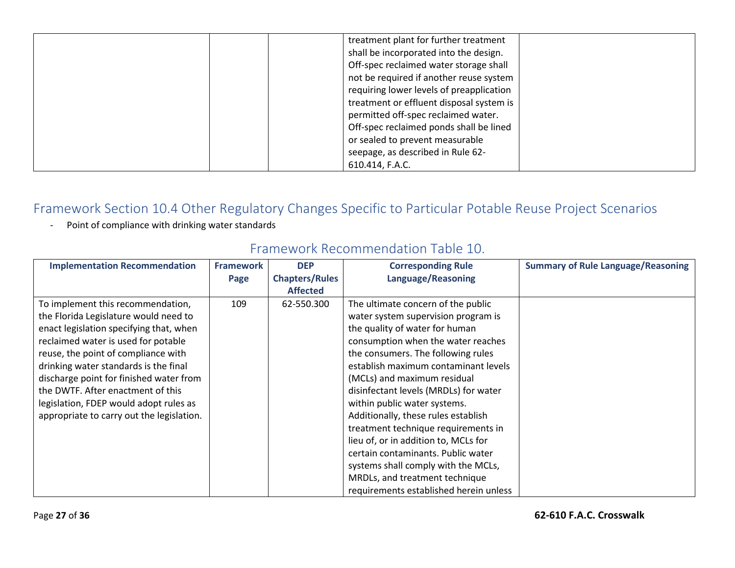| | | | treatment plant for further treatment shall be incorporated into the design. Off-spec reclaimed water storage shall not be required if another reuse system requiring lower levels of preapplication treatment or effluent disposal system is permitted off-spec reclaimed water. Off-spec reclaimed ponds shall be lined or sealed to prevent measurable seepage, as described in Rule 62-610.414, F.A.C. | |
|---|---|---|---|---|

## Framework Section 10.4 Other Regulatory Changes Specific to Particular Potable Reuse Project Scenarios

- Point of compliance with drinking water standards

### Framework Recommendation Table 10.

| Implementation Recommendation | Framework Page | DEP Chapters/Rules Affected | Corresponding Rule Language/Reasoning | Summary of Rule Language/Reasoning |
|---|---|---|---|---|
| To implement this recommendation, the Florida Legislature would need to enact legislation specifying that, when reclaimed water is used for potable reuse, the point of compliance with drinking water standards is the final discharge point for finished water from the DWTF. After enactment of this legislation, FDEP would adopt rules as appropriate to carry out the legislation. | 109 | 62-550.300 | The ultimate concern of the public water system supervision program is the quality of water for human consumption when the water reaches the consumers. The following rules establish maximum contaminant levels (MCLs) and maximum residual disinfectant levels (MRDLs) for water within public water systems. Additionally, these rules establish treatment technique requirements in lieu of, or in addition to, MCLs for certain contaminants. Public water systems shall comply with the MCLs, MRDLs, and treatment technique requirements established herein unless | |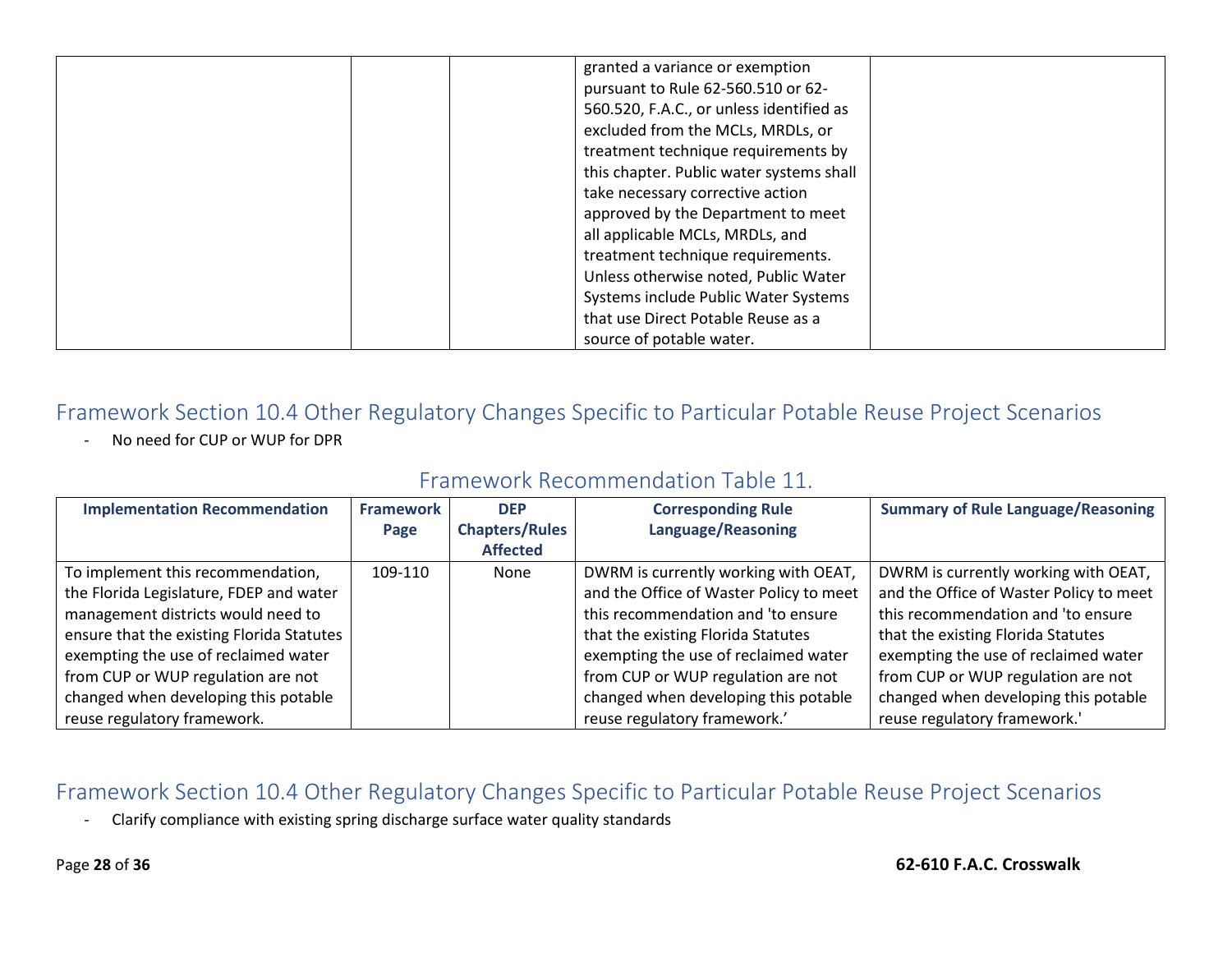| | | | granted a variance or exemption pursuant to Rule 62-560.510 or 62-560.520, F.A.C., or unless identified as excluded from the MCLs, MRDLs, or treatment technique requirements by this chapter. Public water systems shall take necessary corrective action approved by the Department to meet all applicable MCLs, MRDLs, and treatment technique requirements. Unless otherwise noted, Public Water Systems include Public Water Systems that use Direct Potable Reuse as a source of potable water. | |
|---|---|---|---|---|

## Framework Section 10.4 Other Regulatory Changes Specific to Particular Potable Reuse Project Scenarios

- No need for CUP or WUP for DPR

### Framework Recommendation Table 11.

| Implementation Recommendation | Framework Page | DEP Chapters/Rules Affected | Corresponding Rule Language/Reasoning | Summary of Rule Language/Reasoning |
|---|---|---|---|---|
| To implement this recommendation, the Florida Legislature, FDEP and water management districts would need to ensure that the existing Florida Statutes exempting the use of reclaimed water from CUP or WUP regulation are not changed when developing this potable reuse regulatory framework. | 109-110 | None | DWRM is currently working with OEAT, and the Office of Waster Policy to meet this recommendation and 'to ensure that the existing Florida Statutes exempting the use of reclaimed water from CUP or WUP regulation are not changed when developing this potable reuse regulatory framework.’ | DWRM is currently working with OEAT, and the Office of Waster Policy to meet this recommendation and 'to ensure that the existing Florida Statutes exempting the use of reclaimed water from CUP or WUP regulation are not changed when developing this potable reuse regulatory framework.' |

## Framework Section 10.4 Other Regulatory Changes Specific to Particular Potable Reuse Project Scenarios

- Clarify compliance with existing spring discharge surface water quality standards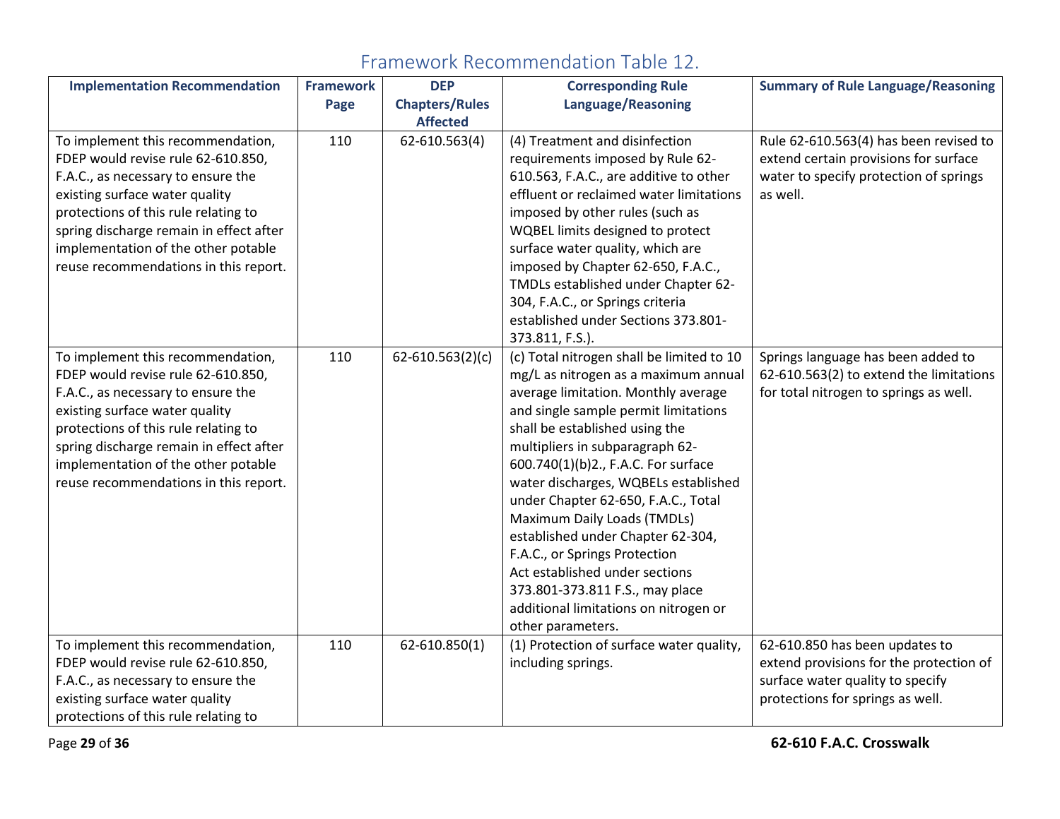## Framework Recommendation Table 12.

| Implementation Recommendation | Framework Page | DEP Chapters/Rules Affected | Corresponding Rule Language/Reasoning | Summary of Rule Language/Reasoning |
|---|---|---|---|---|
| To implement this recommendation, FDEP would revise rule 62-610.850, F.A.C., as necessary to ensure the existing surface water quality protections of this rule relating to spring discharge remain in effect after implementation of the other potable reuse recommendations in this report. | 110 | 62-610.563(4) | (4) Treatment and disinfection requirements imposed by Rule 62-610.563, F.A.C., are additive to other effluent or reclaimed water limitations imposed by other rules (such as WQBEL limits designed to protect surface water quality, which are imposed by Chapter 62-650, F.A.C., TMDLs established under Chapter 62-304, F.A.C., or Springs criteria established under Sections 373.801-373.811, F.S.). | Rule 62-610.563(4) has been revised to extend certain provisions for surface water to specify protection of springs as well. |
| To implement this recommendation, FDEP would revise rule 62-610.850, F.A.C., as necessary to ensure the existing surface water quality protections of this rule relating to spring discharge remain in effect after implementation of the other potable reuse recommendations in this report. | 110 | 62-610.563(2)(c) | (c) Total nitrogen shall be limited to 10 mg/L as nitrogen as a maximum annual average limitation. Monthly average and single sample permit limitations shall be established using the multipliers in subparagraph 62-600.740(1)(b)2., F.A.C. For surface water discharges, WQBELs established under Chapter 62-650, F.A.C., Total Maximum Daily Loads (TMDLs) established under Chapter 62-304, F.A.C., or Springs Protection Act established under sections 373.801-373.811 F.S., may place additional limitations on nitrogen or other parameters. | Springs language has been added to 62-610.563(2) to extend the limitations for total nitrogen to springs as well. |
| To implement this recommendation, FDEP would revise rule 62-610.850, F.A.C., as necessary to ensure the existing surface water quality protections of this rule relating to | 110 | 62-610.850(1) | (1) Protection of surface water quality, including springs. | 62-610.850 has been updates to extend provisions for the protection of surface water quality to specify protections for springs as well. |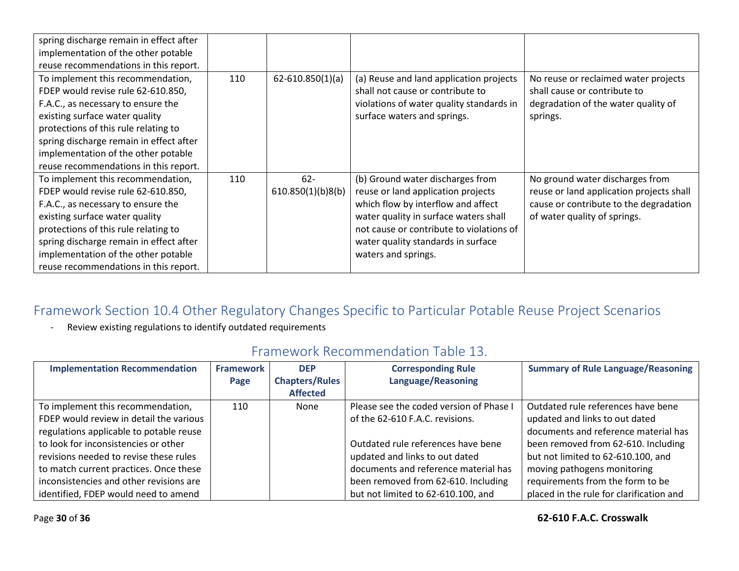| | | | | |
|---|---|---|---|---|
| spring discharge remain in effect after implementation of the other potable reuse recommendations in this report. | | | | |
| To implement this recommendation, FDEP would revise rule 62-610.850, F.A.C., as necessary to ensure the existing surface water quality protections of this rule relating to spring discharge remain in effect after implementation of the other potable reuse recommendations in this report. | 110 | 62-610.850(1)(a) | (a) Reuse and land application projects shall not cause or contribute to violations of water quality standards in surface waters and springs. | No reuse or reclaimed water projects shall cause or contribute to degradation of the water quality of springs. |
| To implement this recommendation, FDEP would revise rule 62-610.850, F.A.C., as necessary to ensure the existing surface water quality protections of this rule relating to spring discharge remain in effect after implementation of the other potable reuse recommendations in this report. | 110 | 62-610.850(1)(b)8(b) | (b) Ground water discharges from reuse or land application projects which flow by interflow and affect water quality in surface waters shall not cause or contribute to violations of water quality standards in surface waters and springs. | No ground water discharges from reuse or land application projects shall cause or contribute to the degradation of water quality of springs. |

## Framework Section 10.4 Other Regulatory Changes Specific to Particular Potable Reuse Project Scenarios

- Review existing regulations to identify outdated requirements

### Framework Recommendation Table 13.

| Implementation Recommendation | Framework Page | DEP Chapters/Rules Affected | Corresponding Rule Language/Reasoning | Summary of Rule Language/Reasoning |
|---|---|---|---|---|
| To implement this recommendation, FDEP would review in detail the various regulations applicable to potable reuse to look for inconsistencies or other revisions needed to revise these rules to match current practices. Once these inconsistencies and other revisions are identified, FDEP would need to amend | 110 | None | Please see the coded version of Phase I of the 62-610 F.A.C. revisions.<br><br>Outdated rule references have bene updated and links to out dated documents and reference material has been removed from 62-610. Including but not limited to 62-610.100, and | Outdated rule references have bene updated and links to out dated documents and reference material has been removed from 62-610. Including but not limited to 62-610.100, and moving pathogens monitoring requirements from the form to be placed in the rule for clarification and |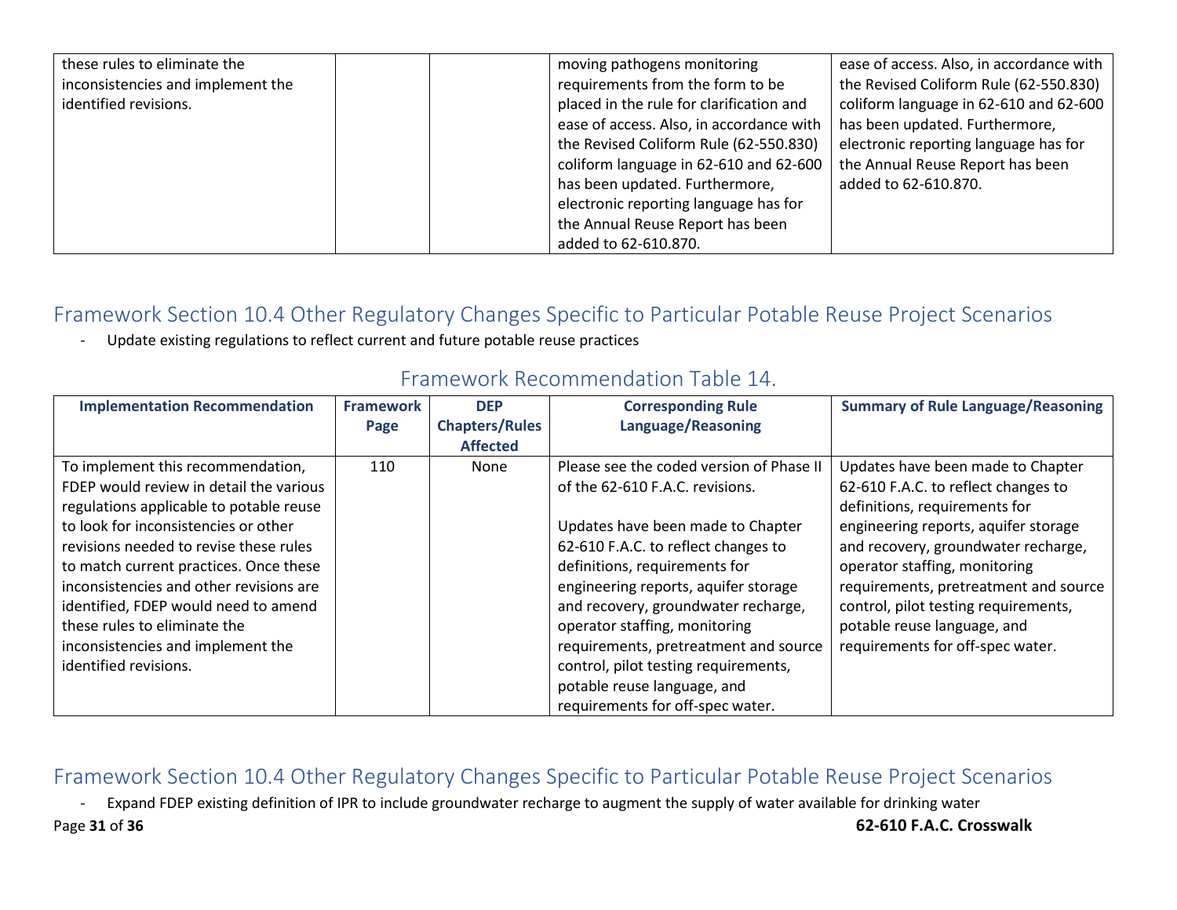| these rules to eliminate the inconsistencies and implement the identified revisions. | | | moving pathogens monitoring requirements from the form to be placed in the rule for clarification and ease of access. Also, in accordance with the Revised Coliform Rule (62-550.830) coliform language in 62-610 and 62-600 has been updated. Furthermore, electronic reporting language has for the Annual Reuse Report has been added to 62-610.870. | ease of access. Also, in accordance with the Revised Coliform Rule (62-550.830) coliform language in 62-610 and 62-600 has been updated. Furthermore, electronic reporting language has for the Annual Reuse Report has been added to 62-610.870. |
|---|---|---|---|---|

## Framework Section 10.4 Other Regulatory Changes Specific to Particular Potable Reuse Project Scenarios

- Update existing regulations to reflect current and future potable reuse practices

### Framework Recommendation Table 14.

| Implementation Recommendation | Framework Page | DEP Chapters/Rules Affected | Corresponding Rule Language/Reasoning | Summary of Rule Language/Reasoning |
|---|---|---|---|---|
| To implement this recommendation, FDEP would review in detail the various regulations applicable to potable reuse to look for inconsistencies or other revisions needed to revise these rules to match current practices. Once these inconsistencies and other revisions are identified, FDEP would need to amend these rules to eliminate the inconsistencies and implement the identified revisions. | 110 | None | Please see the coded version of Phase II of the 62-610 F.A.C. revisions.<br><br>Updates have been made to Chapter 62-610 F.A.C. to reflect changes to definitions, requirements for engineering reports, aquifer storage and recovery, groundwater recharge, operator staffing, monitoring requirements, pretreatment and source control, pilot testing requirements, potable reuse language, and requirements for off-spec water. | Updates have been made to Chapter 62-610 F.A.C. to reflect changes to definitions, requirements for engineering reports, aquifer storage and recovery, groundwater recharge, operator staffing, monitoring requirements, pretreatment and source control, pilot testing requirements, potable reuse language, and requirements for off-spec water. |

## Framework Section 10.4 Other Regulatory Changes Specific to Particular Potable Reuse Project Scenarios

- Expand FDEP existing definition of IPR to include groundwater recharge to augment the supply of water available for drinking water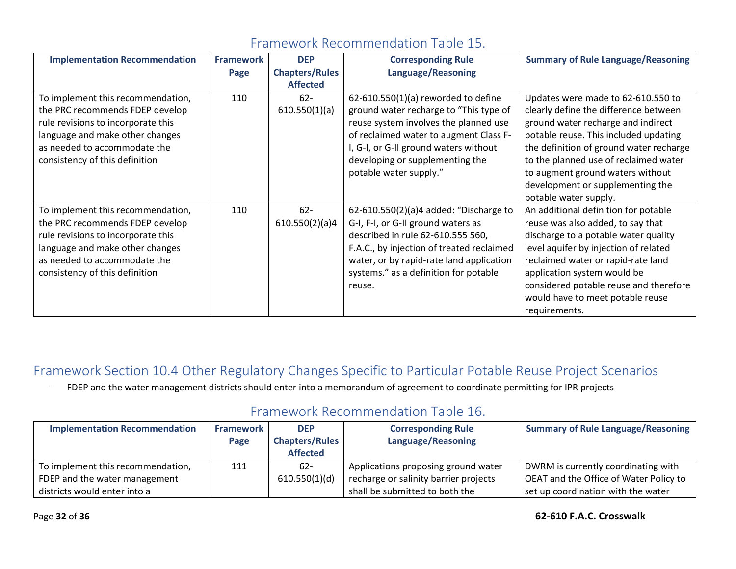## Framework Recommendation Table 15.

| Implementation Recommendation | Framework Page | DEP Chapters/Rules Affected | Corresponding Rule Language/Reasoning | Summary of Rule Language/Reasoning |
|---|---|---|---|---|
| To implement this recommendation, the PRC recommends FDEP develop rule revisions to incorporate this language and make other changes as needed to accommodate the consistency of this definition | 110 | 62-610.550(1)(a) | 62-610.550(1)(a) reworded to define ground water recharge to "This type of reuse system involves the planned use of reclaimed water to augment Class F-I, G-I, or G-II ground waters without developing or supplementing the potable water supply." | Updates were made to 62-610.550 to clearly define the difference between ground water recharge and indirect potable reuse. This included updating the definition of ground water recharge to the planned use of reclaimed water to augment ground waters without development or supplementing the potable water supply. |
| To implement this recommendation, the PRC recommends FDEP develop rule revisions to incorporate this language and make other changes as needed to accommodate the consistency of this definition | 110 | 62-610.550(2)(a)4 | 62-610.550(2)(a)4 added: "Discharge to G-I, F-I, or G-II ground waters as described in rule 62-610.555 560, F.A.C., by injection of treated reclaimed water, or by rapid-rate land application systems." as a definition for potable reuse. | An additional definition for potable reuse was also added, to say that discharge to a potable water quality level aquifer by injection of related reclaimed water or rapid-rate land application system would be considered potable reuse and therefore would have to meet potable reuse requirements. |

## Framework Section 10.4 Other Regulatory Changes Specific to Particular Potable Reuse Project Scenarios

- FDEP and the water management districts should enter into a memorandum of agreement to coordinate permitting for IPR projects

## Framework Recommendation Table 16.

| Implementation Recommendation | Framework Page | DEP Chapters/Rules Affected | Corresponding Rule Language/Reasoning | Summary of Rule Language/Reasoning |
|---|---|---|---|---|
| To implement this recommendation, FDEP and the water management districts would enter into a | 111 | 62-610.550(1)(d) | Applications proposing ground water recharge or salinity barrier projects shall be submitted to both the | DWRM is currently coordinating with OEAT and the Office of Water Policy to set up coordination with the water |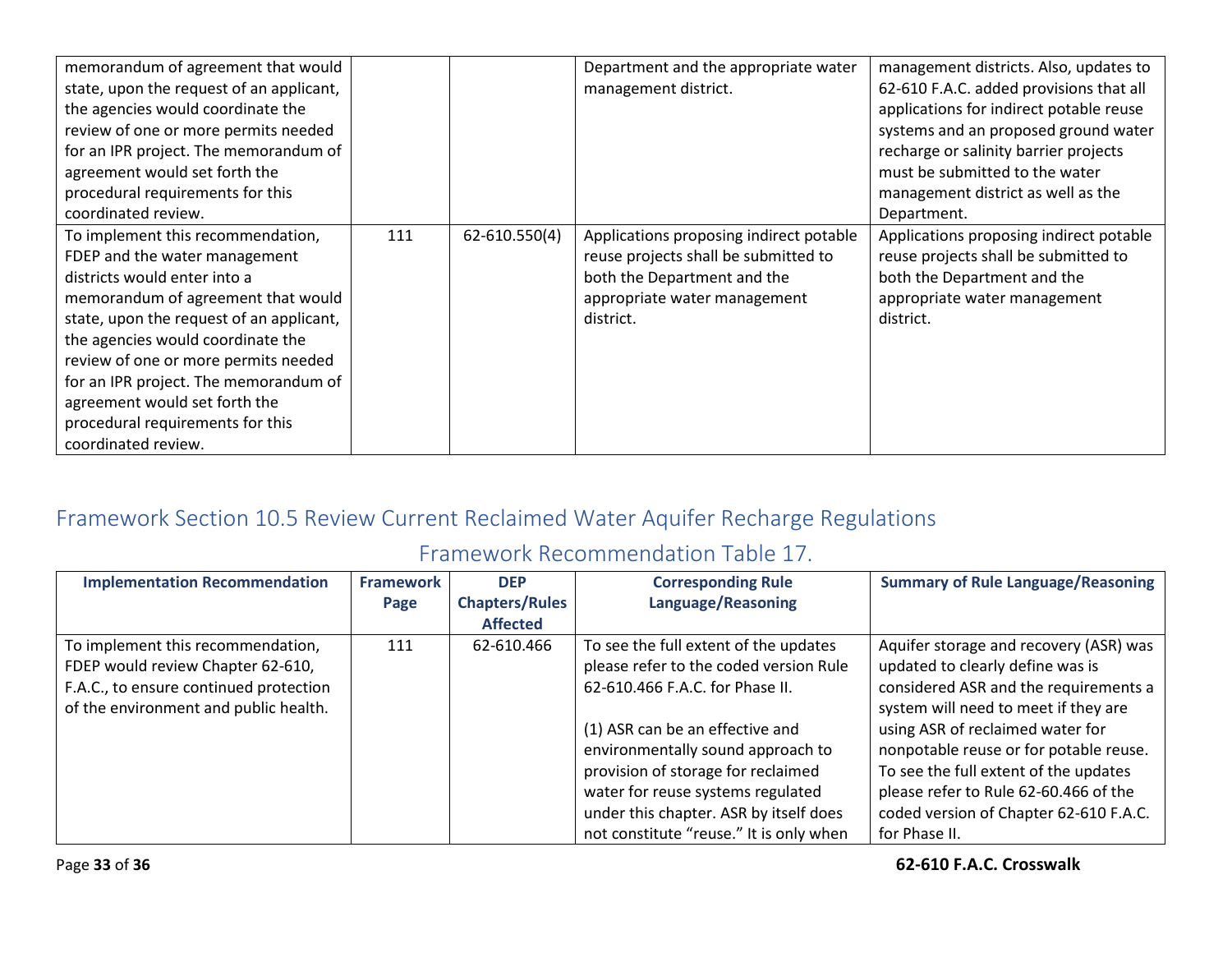| | | | | |
|---|---|---|---|---|
| memorandum of agreement that would state, upon the request of an applicant, the agencies would coordinate the review of one or more permits needed for an IPR project. The memorandum of agreement would set forth the procedural requirements for this coordinated review. | | | Department and the appropriate water management district. | management districts. Also, updates to 62-610 F.A.C. added provisions that all applications for indirect potable reuse systems and an proposed ground water recharge or salinity barrier projects must be submitted to the water management district as well as the Department. |
| To implement this recommendation, FDEP and the water management districts would enter into a memorandum of agreement that would state, upon the request of an applicant, the agencies would coordinate the review of one or more permits needed for an IPR project. The memorandum of agreement would set forth the procedural requirements for this coordinated review. | 111 | 62-610.550(4) | Applications proposing indirect potable reuse projects shall be submitted to both the Department and the appropriate water management district. | Applications proposing indirect potable reuse projects shall be submitted to both the Department and the appropriate water management district. |

## Framework Section 10.5 Review Current Reclaimed Water Aquifer Recharge Regulations

### Framework Recommendation Table 17.

| Implementation Recommendation | Framework Page | DEP Chapters/Rules Affected | Corresponding Rule Language/Reasoning | Summary of Rule Language/Reasoning |
|---|---|---|---|---|
| To implement this recommendation, FDEP would review Chapter 62-610, F.A.C., to ensure continued protection of the environment and public health. | 111 | 62-610.466 | To see the full extent of the updates please refer to the coded version Rule 62-610.466 F.A.C. for Phase II.<br><br>(1) ASR can be an effective and environmentally sound approach to provision of storage for reclaimed water for reuse systems regulated under this chapter. ASR by itself does not constitute "reuse." It is only when | Aquifer storage and recovery (ASR) was updated to clearly define was is considered ASR and the requirements a system will need to meet if they are using ASR of reclaimed water for nonpotable reuse or for potable reuse. To see the full extent of the updates please refer to Rule 62-60.466 of the coded version of Chapter 62-610 F.A.C. for Phase II. |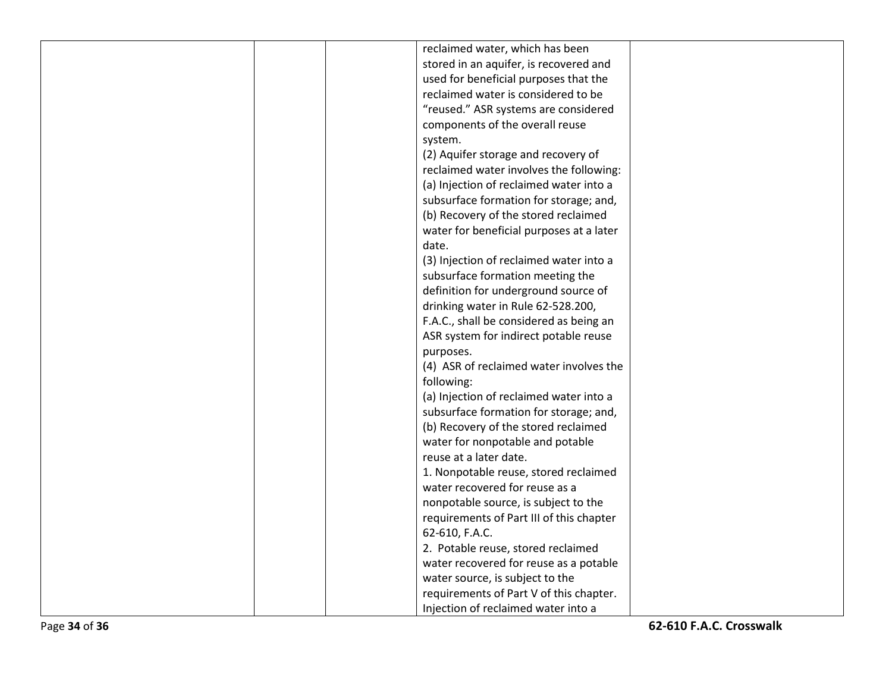| | | | | |
|---|---|---|---|---|
| | | | reclaimed water, which has been stored in an aquifer, is recovered and used for beneficial purposes that the reclaimed water is considered to be "reused." ASR systems are considered components of the overall reuse system.<br>(2) Aquifer storage and recovery of reclaimed water involves the following:<br>(a) Injection of reclaimed water into a subsurface formation for storage; and,<br>(b) Recovery of the stored reclaimed water for beneficial purposes at a later date.<br>(3) Injection of reclaimed water into a subsurface formation meeting the definition for underground source of drinking water in Rule 62-528.200, F.A.C., shall be considered as being an ASR system for indirect potable reuse purposes.<br>(4) ASR of reclaimed water involves the following:<br>(a) Injection of reclaimed water into a subsurface formation for storage; and,<br>(b) Recovery of the stored reclaimed water for nonpotable and potable reuse at a later date.<br>1. Nonpotable reuse, stored reclaimed water recovered for reuse as a nonpotable source, is subject to the requirements of Part III of this chapter 62-610, F.A.C.<br>2. Potable reuse, stored reclaimed water recovered for reuse as a potable water source, is subject to the requirements of Part V of this chapter. Injection of reclaimed water into a | |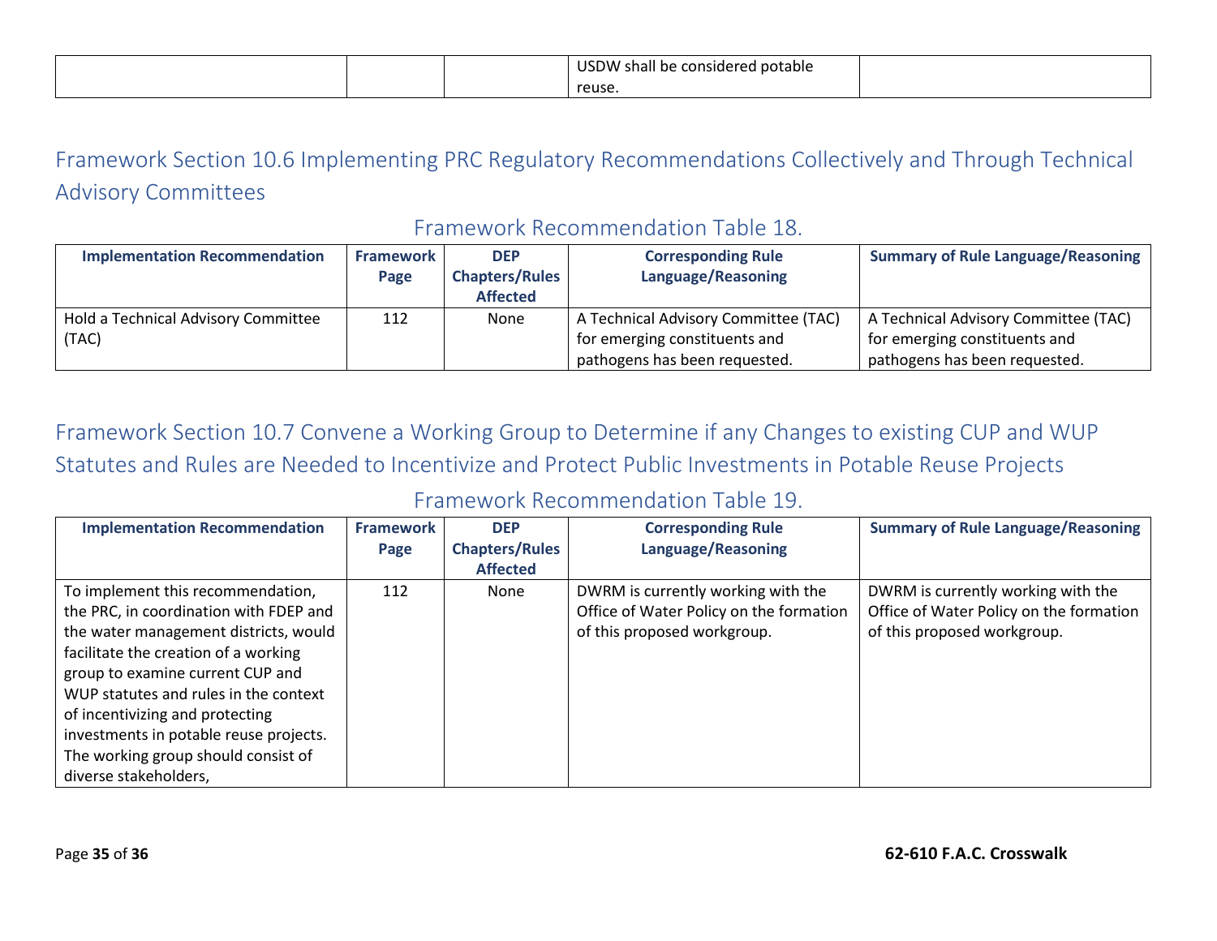| | | | USDW shall be considered potable reuse. | |
|---|---|---|---|---|

## Framework Section 10.6 Implementing PRC Regulatory Recommendations Collectively and Through Technical Advisory Committees

### Framework Recommendation Table 18.

| Implementation Recommendation | Framework Page | DEP Chapters/Rules Affected | Corresponding Rule Language/Reasoning | Summary of Rule Language/Reasoning |
|---|---|---|---|---|
| Hold a Technical Advisory Committee (TAC) | 112 | None | A Technical Advisory Committee (TAC) for emerging constituents and pathogens has been requested. | A Technical Advisory Committee (TAC) for emerging constituents and pathogens has been requested. |

## Framework Section 10.7 Convene a Working Group to Determine if any Changes to existing CUP and WUP Statutes and Rules are Needed to Incentivize and Protect Public Investments in Potable Reuse Projects

### Framework Recommendation Table 19.

| Implementation Recommendation | Framework Page | DEP Chapters/Rules Affected | Corresponding Rule Language/Reasoning | Summary of Rule Language/Reasoning |
|---|---|---|---|---|
| To implement this recommendation, the PRC, in coordination with FDEP and the water management districts, would facilitate the creation of a working group to examine current CUP and WUP statutes and rules in the context of incentivizing and protecting investments in potable reuse projects. The working group should consist of diverse stakeholders, | 112 | None | DWRM is currently working with the Office of Water Policy on the formation of this proposed workgroup. | DWRM is currently working with the Office of Water Policy on the formation of this proposed workgroup. |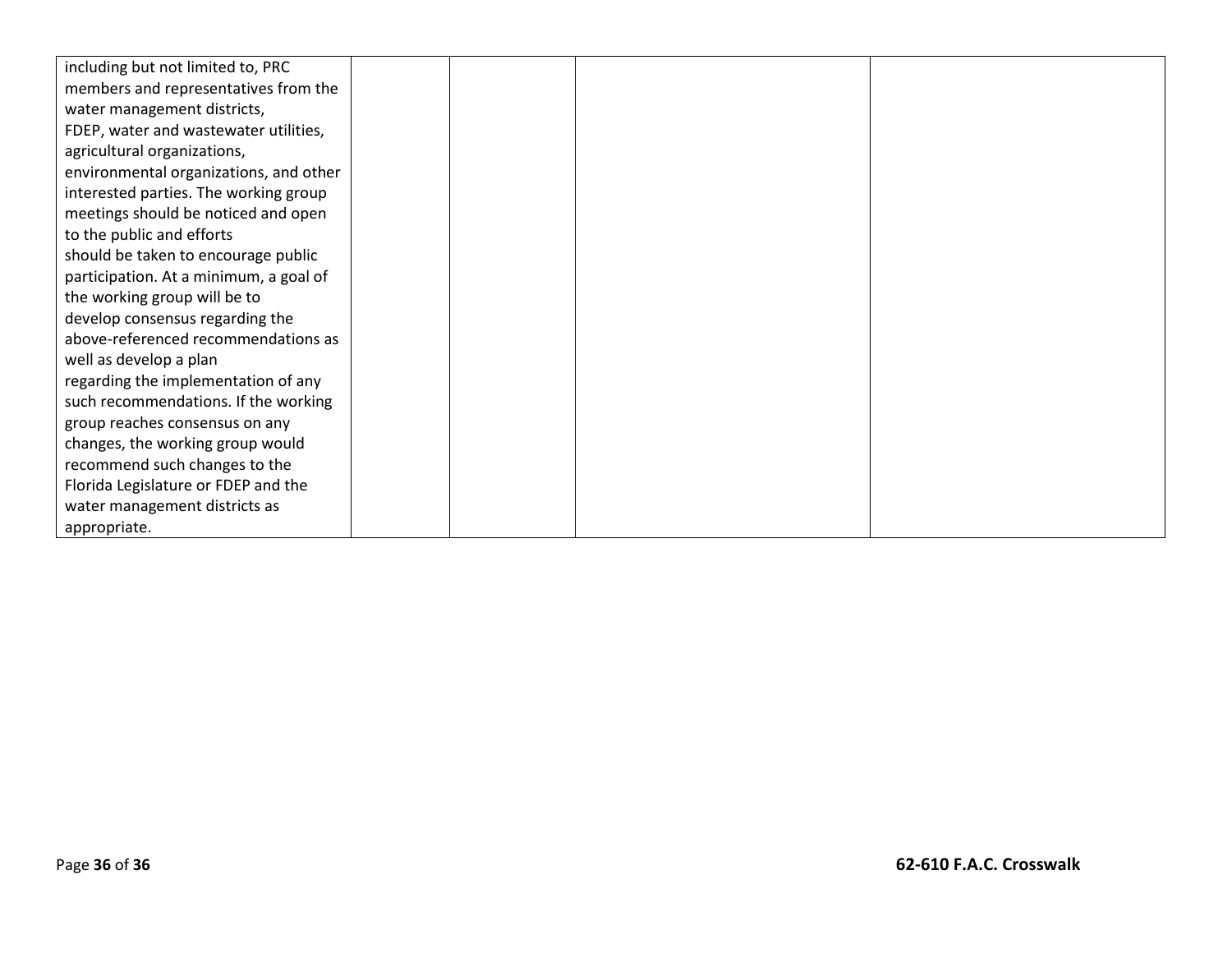| | | | | |
|---|---|---|---|---|
| including but not limited to, PRC members and representatives from the water management districts, FDEP, water and wastewater utilities, agricultural organizations, environmental organizations, and other interested parties. The working group meetings should be noticed and open to the public and efforts should be taken to encourage public participation. At a minimum, a goal of the working group will be to develop consensus regarding the above-referenced recommendations as well as develop a plan regarding the implementation of any such recommendations. If the working group reaches consensus on any changes, the working group would recommend such changes to the Florida Legislature or FDEP and the water management districts as appropriate. | | | | |